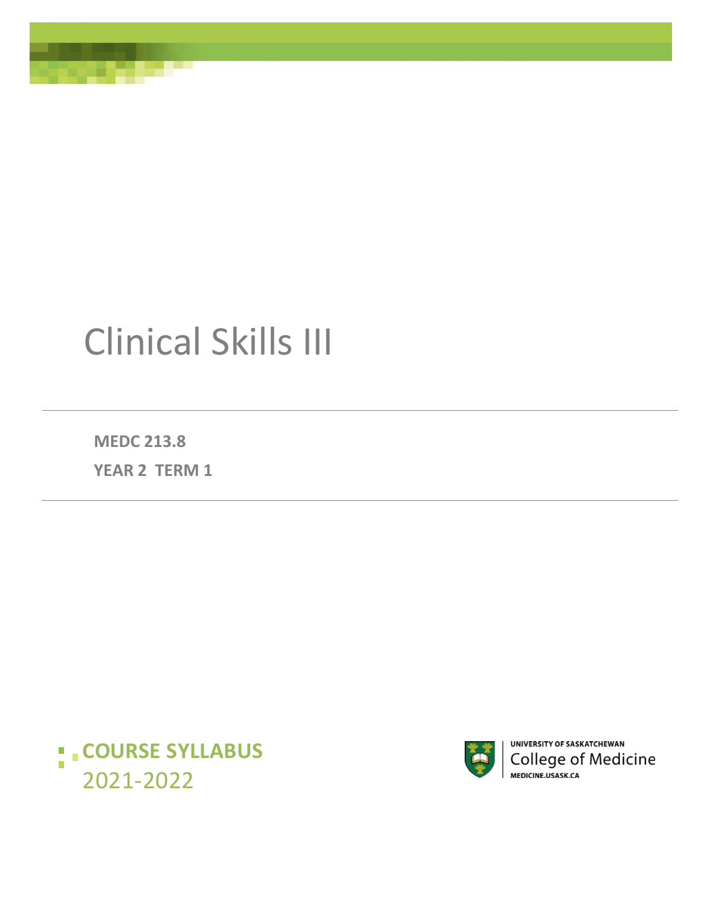# Clinical Skills III

**MEDC 213.8**

**YEAR 2 TERM 1**

**COURSE SYLLABUS**

2021-2022

UNIVERSITY OF SASKATCHEWAN
College of Medicine
MEDICINE.USASK.CA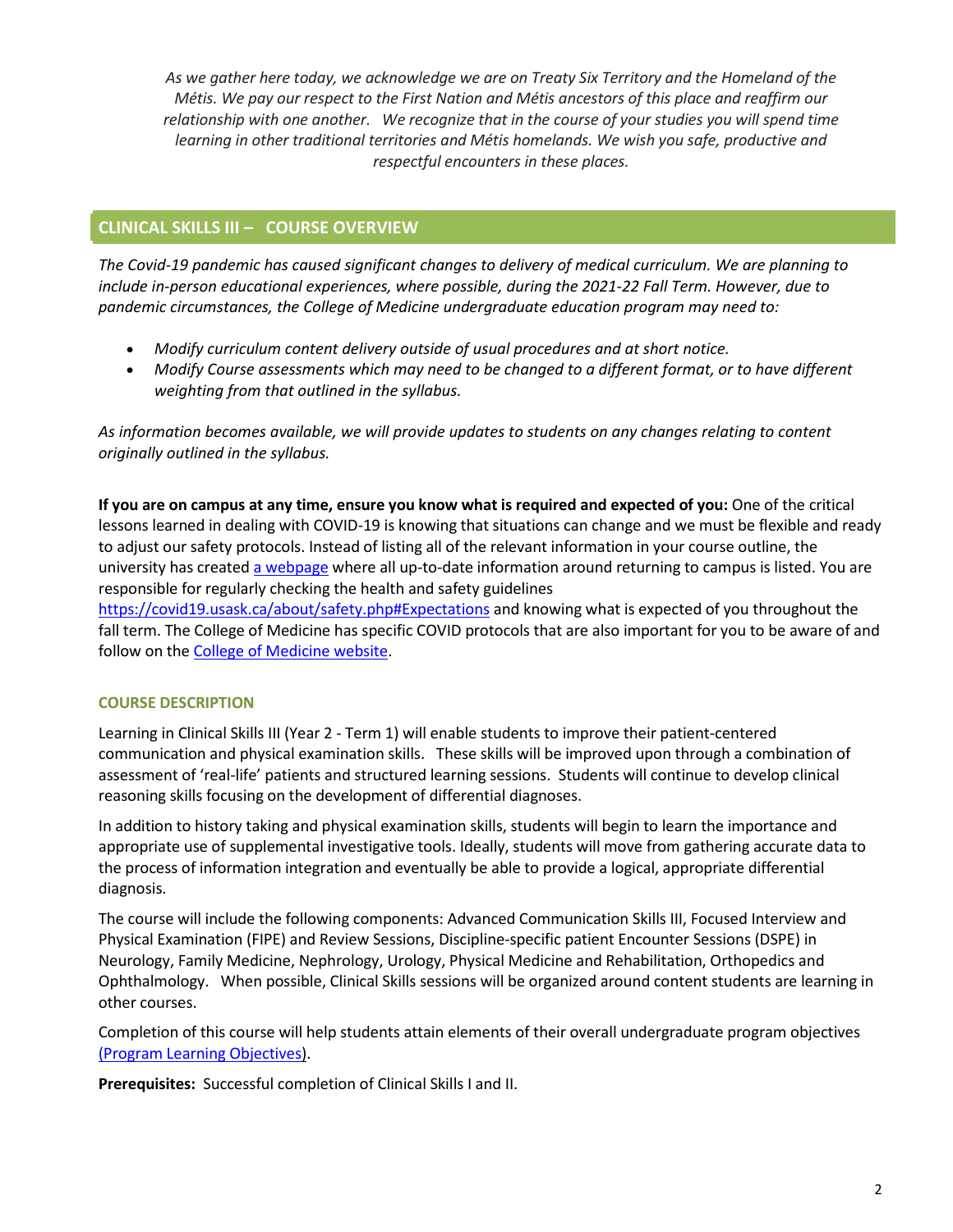*As we gather here today, we acknowledge we are on Treaty Six Territory and the Homeland of the Métis. We pay our respect to the First Nation and Métis ancestors of this place and reaffirm our relationship with one another. We recognize that in the course of your studies you will spend time learning in other traditional territories and Métis homelands. We wish you safe, productive and respectful encounters in these places.*

## CLINICAL SKILLS III – COURSE OVERVIEW

*The Covid-19 pandemic has caused significant changes to delivery of medical curriculum. We are planning to include in-person educational experiences, where possible, during the 2021-22 Fall Term. However, due to pandemic circumstances, the College of Medicine undergraduate education program may need to:*

- *Modify curriculum content delivery outside of usual procedures and at short notice.*
- *Modify Course assessments which may need to be changed to a different format, or to have different weighting from that outlined in the syllabus.*

*As information becomes available, we will provide updates to students on any changes relating to content originally outlined in the syllabus.*

**If you are on campus at any time, ensure you know what is required and expected of you:** One of the critical lessons learned in dealing with COVID-19 is knowing that situations can change and we must be flexible and ready to adjust our safety protocols. Instead of listing all of the relevant information in your course outline, the university has created a webpage where all up-to-date information around returning to campus is listed. You are responsible for regularly checking the health and safety guidelines https://covid19.usask.ca/about/safety.php#Expectations and knowing what is expected of you throughout the fall term. The College of Medicine has specific COVID protocols that are also important for you to be aware of and follow on the College of Medicine website.

### COURSE DESCRIPTION

Learning in Clinical Skills III (Year 2 - Term 1) will enable students to improve their patient-centered communication and physical examination skills. These skills will be improved upon through a combination of assessment of 'real-life' patients and structured learning sessions. Students will continue to develop clinical reasoning skills focusing on the development of differential diagnoses.

In addition to history taking and physical examination skills, students will begin to learn the importance and appropriate use of supplemental investigative tools. Ideally, students will move from gathering accurate data to the process of information integration and eventually be able to provide a logical, appropriate differential diagnosis.

The course will include the following components: Advanced Communication Skills III, Focused Interview and Physical Examination (FIPE) and Review Sessions, Discipline-specific patient Encounter Sessions (DSPE) in Neurology, Family Medicine, Nephrology, Urology, Physical Medicine and Rehabilitation, Orthopedics and Ophthalmology. When possible, Clinical Skills sessions will be organized around content students are learning in other courses.

Completion of this course will help students attain elements of their overall undergraduate program objectives (Program Learning Objectives).

**Prerequisites:** Successful completion of Clinical Skills I and II.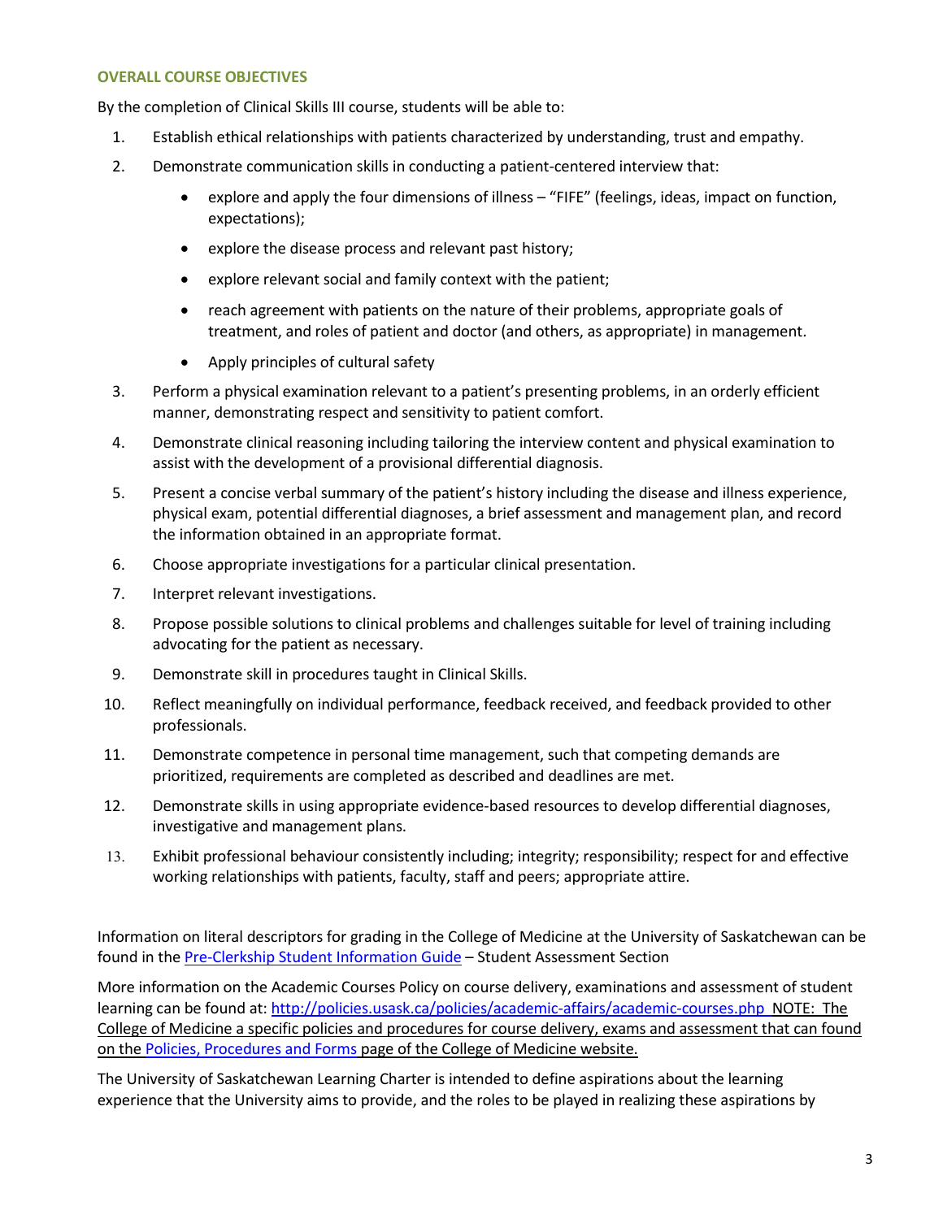## OVERALL COURSE OBJECTIVES

By the completion of Clinical Skills III course, students will be able to:

1. Establish ethical relationships with patients characterized by understanding, trust and empathy.
2. Demonstrate communication skills in conducting a patient-centered interview that:
   - explore and apply the four dimensions of illness – "FIFE" (feelings, ideas, impact on function, expectations);
   - explore the disease process and relevant past history;
   - explore relevant social and family context with the patient;
   - reach agreement with patients on the nature of their problems, appropriate goals of treatment, and roles of patient and doctor (and others, as appropriate) in management.
   - Apply principles of cultural safety
3. Perform a physical examination relevant to a patient's presenting problems, in an orderly efficient manner, demonstrating respect and sensitivity to patient comfort.
4. Demonstrate clinical reasoning including tailoring the interview content and physical examination to assist with the development of a provisional differential diagnosis.
5. Present a concise verbal summary of the patient's history including the disease and illness experience, physical exam, potential differential diagnoses, a brief assessment and management plan, and record the information obtained in an appropriate format.
6. Choose appropriate investigations for a particular clinical presentation.
7. Interpret relevant investigations.
8. Propose possible solutions to clinical problems and challenges suitable for level of training including advocating for the patient as necessary.
9. Demonstrate skill in procedures taught in Clinical Skills.
10. Reflect meaningfully on individual performance, feedback received, and feedback provided to other professionals.
11. Demonstrate competence in personal time management, such that competing demands are prioritized, requirements are completed as described and deadlines are met.
12. Demonstrate skills in using appropriate evidence-based resources to develop differential diagnoses, investigative and management plans.
13. Exhibit professional behaviour consistently including; integrity; responsibility; respect for and effective working relationships with patients, faculty, staff and peers; appropriate attire.

Information on literal descriptors for grading in the College of Medicine at the University of Saskatchewan can be found in the Pre-Clerkship Student Information Guide – Student Assessment Section

More information on the Academic Courses Policy on course delivery, examinations and assessment of student learning can be found at: http://policies.usask.ca/policies/academic-affairs/academic-courses.php NOTE: The College of Medicine a specific policies and procedures for course delivery, exams and assessment that can found on the Policies, Procedures and Forms page of the College of Medicine website.

The University of Saskatchewan Learning Charter is intended to define aspirations about the learning experience that the University aims to provide, and the roles to be played in realizing these aspirations by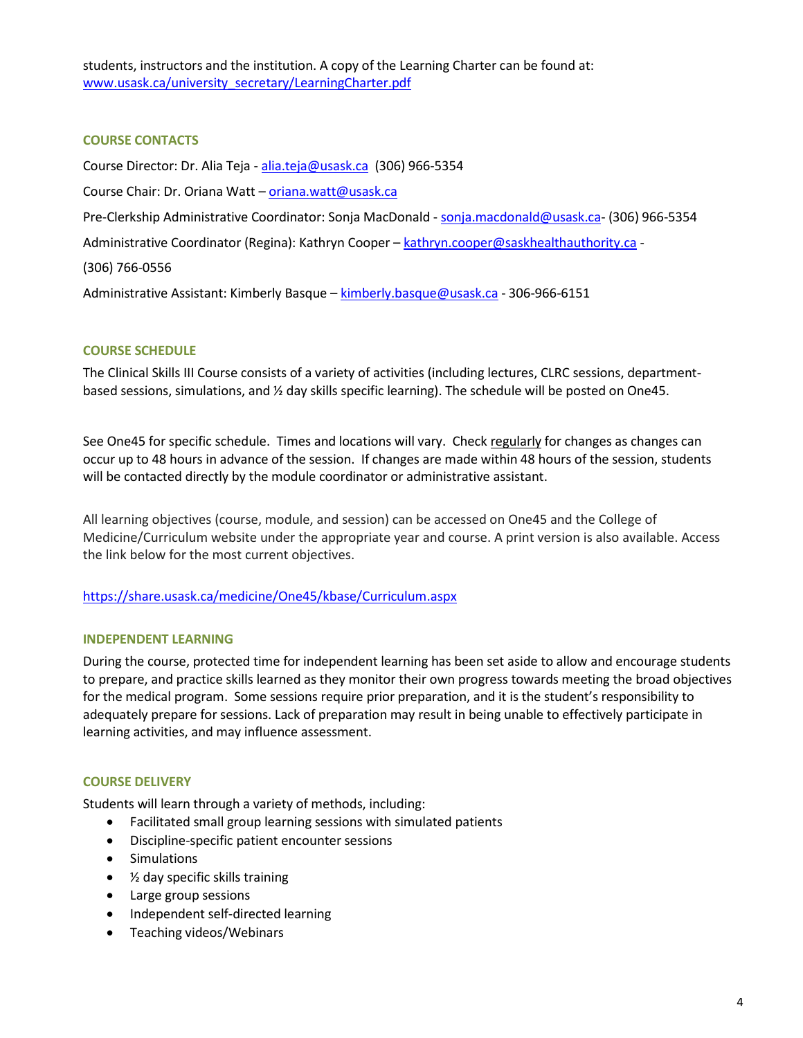students, instructors and the institution. A copy of the Learning Charter can be found at: [www.usask.ca/university_secretary/LearningCharter.pdf](www.usask.ca/university_secretary/LearningCharter.pdf)

## COURSE CONTACTS

Course Director: Dr. Alia Teja - alia.teja@usask.ca (306) 966-5354

Course Chair: Dr. Oriana Watt – oriana.watt@usask.ca

Pre-Clerkship Administrative Coordinator: Sonja MacDonald - sonja.macdonald@usask.ca- (306) 966-5354

Administrative Coordinator (Regina): Kathryn Cooper – kathryn.cooper@saskhealthauthority.ca - (306) 766-0556

Administrative Assistant: Kimberly Basque – kimberly.basque@usask.ca - 306-966-6151

## COURSE SCHEDULE

The Clinical Skills III Course consists of a variety of activities (including lectures, CLRC sessions, department-based sessions, simulations, and ½ day skills specific learning). The schedule will be posted on One45.

See One45 for specific schedule. Times and locations will vary. Check regularly for changes as changes can occur up to 48 hours in advance of the session. If changes are made within 48 hours of the session, students will be contacted directly by the module coordinator or administrative assistant.

All learning objectives (course, module, and session) can be accessed on One45 and the College of Medicine/Curriculum website under the appropriate year and course. A print version is also available. Access the link below for the most current objectives.

[https://share.usask.ca/medicine/One45/kbase/Curriculum.aspx](https://share.usask.ca/medicine/One45/kbase/Curriculum.aspx)

## INDEPENDENT LEARNING

During the course, protected time for independent learning has been set aside to allow and encourage students to prepare, and practice skills learned as they monitor their own progress towards meeting the broad objectives for the medical program. Some sessions require prior preparation, and it is the student's responsibility to adequately prepare for sessions. Lack of preparation may result in being unable to effectively participate in learning activities, and may influence assessment.

## COURSE DELIVERY

Students will learn through a variety of methods, including:

- Facilitated small group learning sessions with simulated patients
- Discipline-specific patient encounter sessions
- Simulations
- ½ day specific skills training
- Large group sessions
- Independent self-directed learning
- Teaching videos/Webinars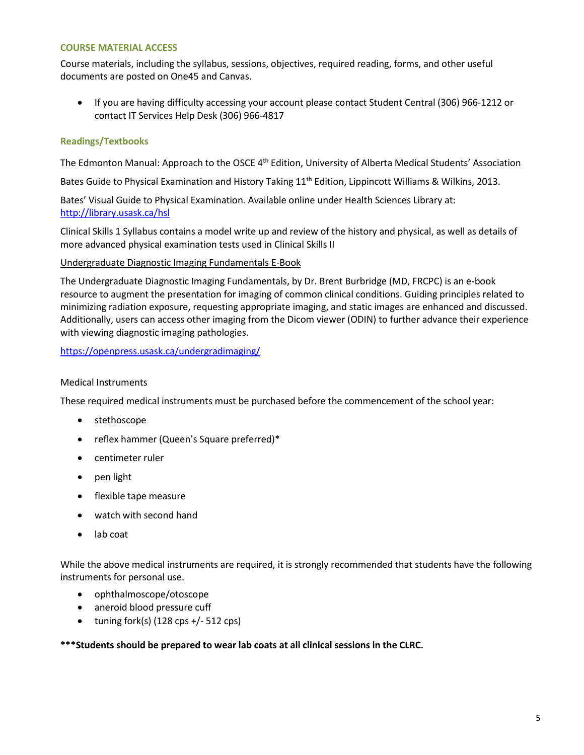## COURSE MATERIAL ACCESS

Course materials, including the syllabus, sessions, objectives, required reading, forms, and other useful documents are posted on One45 and Canvas.

- If you are having difficulty accessing your account please contact Student Central (306) 966-1212 or contact IT Services Help Desk (306) 966-4817

### Readings/Textbooks

The Edmonton Manual: Approach to the OSCE 4th Edition, University of Alberta Medical Students' Association

Bates Guide to Physical Examination and History Taking 11th Edition, Lippincott Williams & Wilkins, 2013.

Bates' Visual Guide to Physical Examination. Available online under Health Sciences Library at: http://library.usask.ca/hsl

Clinical Skills 1 Syllabus contains a model write up and review of the history and physical, as well as details of more advanced physical examination tests used in Clinical Skills II

Undergraduate Diagnostic Imaging Fundamentals E-Book

The Undergraduate Diagnostic Imaging Fundamentals, by Dr. Brent Burbridge (MD, FRCPC) is an e-book resource to augment the presentation for imaging of common clinical conditions. Guiding principles related to minimizing radiation exposure, requesting appropriate imaging, and static images are enhanced and discussed. Additionally, users can access other imaging from the Dicom viewer (ODIN) to further advance their experience with viewing diagnostic imaging pathologies.

https://openpress.usask.ca/undergradimaging/

Medical Instruments

These required medical instruments must be purchased before the commencement of the school year:

- stethoscope
- reflex hammer (Queen's Square preferred)*
- centimeter ruler
- pen light
- flexible tape measure
- watch with second hand
- lab coat

While the above medical instruments are required, it is strongly recommended that students have the following instruments for personal use.

- ophthalmoscope/otoscope
- aneroid blood pressure cuff
- tuning fork(s) (128 cps +/- 512 cps)

**\*\*\*Students should be prepared to wear lab coats at all clinical sessions in the CLRC.**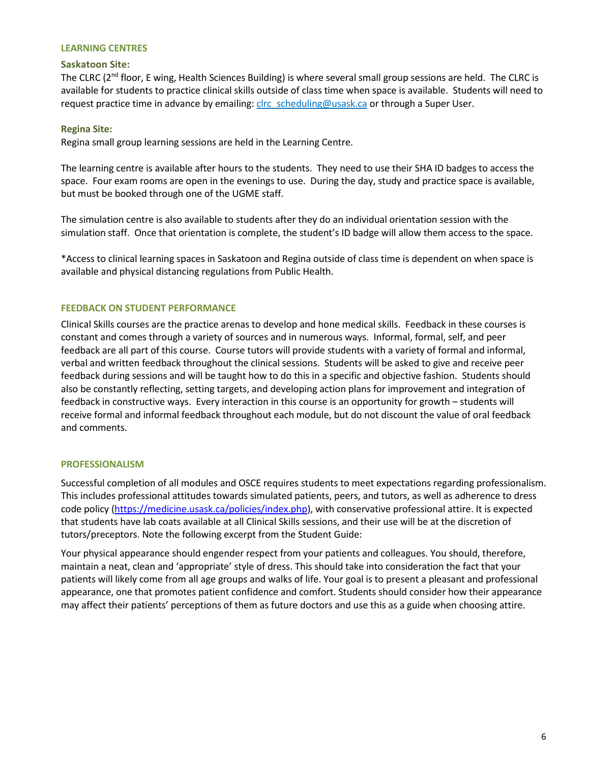## LEARNING CENTRES

### Saskatoon Site:

The CLRC (2nd floor, E wing, Health Sciences Building) is where several small group sessions are held. The CLRC is available for students to practice clinical skills outside of class time when space is available. Students will need to request practice time in advance by emailing: [clrc_scheduling@usask.ca](mailto:clrc_scheduling@usask.ca) or through a Super User.

### Regina Site:

Regina small group learning sessions are held in the Learning Centre.

The learning centre is available after hours to the students. They need to use their SHA ID badges to access the space. Four exam rooms are open in the evenings to use. During the day, study and practice space is available, but must be booked through one of the UGME staff.

The simulation centre is also available to students after they do an individual orientation session with the simulation staff. Once that orientation is complete, the student's ID badge will allow them access to the space.

*Access to clinical learning spaces in Saskatoon and Regina outside of class time is dependent on when space is available and physical distancing regulations from Public Health.

## FEEDBACK ON STUDENT PERFORMANCE

Clinical Skills courses are the practice arenas to develop and hone medical skills. Feedback in these courses is constant and comes through a variety of sources and in numerous ways. Informal, formal, self, and peer feedback are all part of this course. Course tutors will provide students with a variety of formal and informal, verbal and written feedback throughout the clinical sessions. Students will be asked to give and receive peer feedback during sessions and will be taught how to do this in a specific and objective fashion. Students should also be constantly reflecting, setting targets, and developing action plans for improvement and integration of feedback in constructive ways. Every interaction in this course is an opportunity for growth – students will receive formal and informal feedback throughout each module, but do not discount the value of oral feedback and comments.

## PROFESSIONALISM

Successful completion of all modules and OSCE requires students to meet expectations regarding professionalism. This includes professional attitudes towards simulated patients, peers, and tutors, as well as adherence to dress code policy ([https://medicine.usask.ca/policies/index.php](https://medicine.usask.ca/policies/index.php)), with conservative professional attire. It is expected that students have lab coats available at all Clinical Skills sessions, and their use will be at the discretion of tutors/preceptors. Note the following excerpt from the Student Guide:

Your physical appearance should engender respect from your patients and colleagues. You should, therefore, maintain a neat, clean and 'appropriate' style of dress. This should take into consideration the fact that your patients will likely come from all age groups and walks of life. Your goal is to present a pleasant and professional appearance, one that promotes patient confidence and comfort. Students should consider how their appearance may affect their patients' perceptions of them as future doctors and use this as a guide when choosing attire.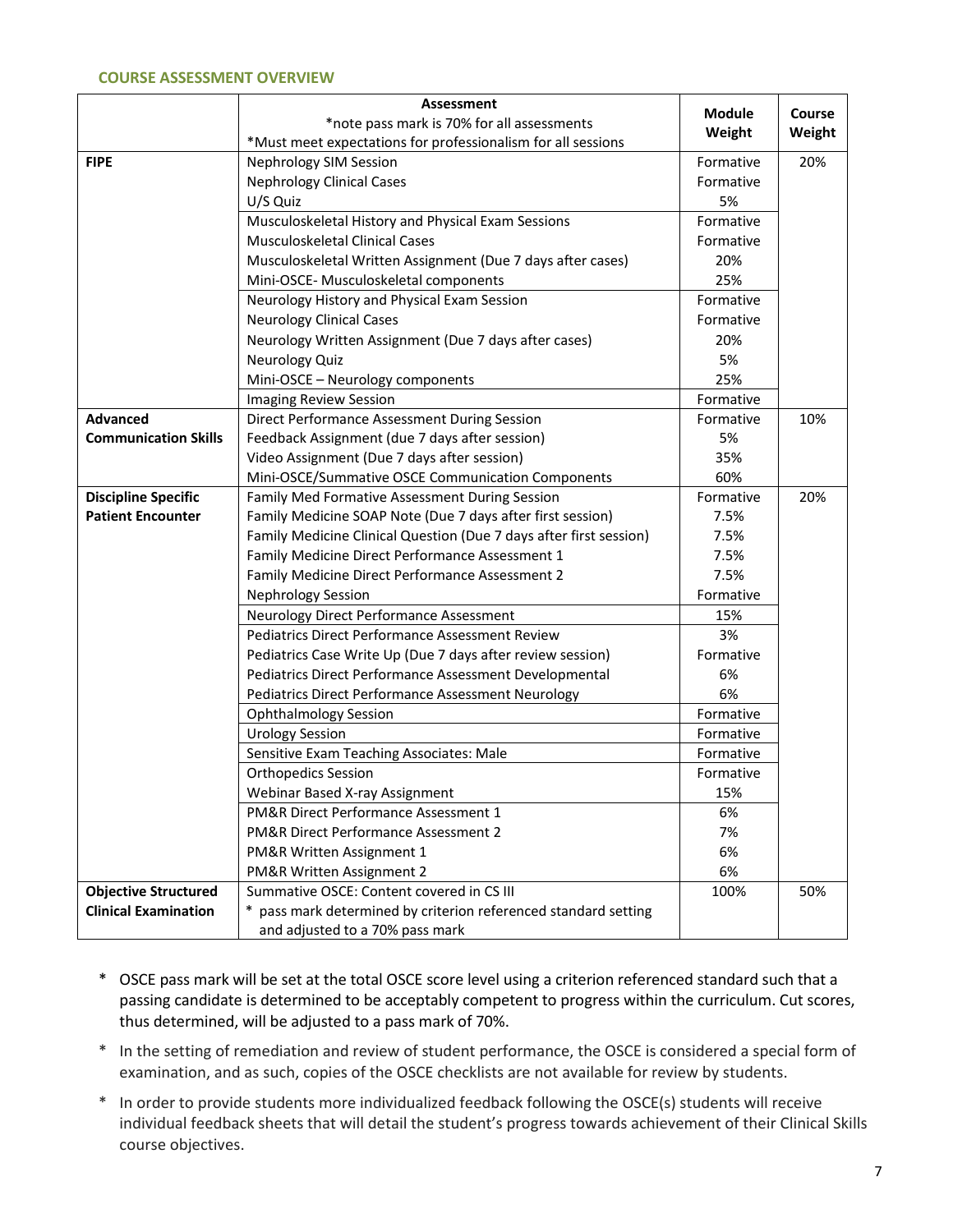### COURSE ASSESSMENT OVERVIEW

| | Assessment<br>*note pass mark is 70% for all assessments<br>*Must meet expectations for professionalism for all sessions | Module Weight | Course Weight |
|---|---|---|---|
| **FIPE** | Nephrology SIM Session | Formative | 20% |
| | Nephrology Clinical Cases | Formative | |
| | U/S Quiz | 5% | |
| | Musculoskeletal History and Physical Exam Sessions | Formative | |
| | Musculoskeletal Clinical Cases | Formative | |
| | Musculoskeletal Written Assignment (Due 7 days after cases) | 20% | |
| | Mini-OSCE- Musculoskeletal components | 25% | |
| | Neurology History and Physical Exam Session | Formative | |
| | Neurology Clinical Cases | Formative | |
| | Neurology Written Assignment (Due 7 days after cases) | 20% | |
| | Neurology Quiz | 5% | |
| | Mini-OSCE – Neurology components | 25% | |
| | Imaging Review Session | Formative | |
| **Advanced Communication Skills** | Direct Performance Assessment During Session | Formative | 10% |
| | Feedback Assignment (due 7 days after session) | 5% | |
| | Video Assignment (Due 7 days after session) | 35% | |
| | Mini-OSCE/Summative OSCE Communication Components | 60% | |
| **Discipline Specific Patient Encounter** | Family Med Formative Assessment During Session | Formative | 20% |
| | Family Medicine SOAP Note (Due 7 days after first session) | 7.5% | |
| | Family Medicine Clinical Question (Due 7 days after first session) | 7.5% | |
| | Family Medicine Direct Performance Assessment 1 | 7.5% | |
| | Family Medicine Direct Performance Assessment 2 | 7.5% | |
| | Nephrology Session | Formative | |
| | Neurology Direct Performance Assessment | 15% | |
| | Pediatrics Direct Performance Assessment Review | 3% | |
| | Pediatrics Case Write Up (Due 7 days after review session) | Formative | |
| | Pediatrics Direct Performance Assessment Developmental | 6% | |
| | Pediatrics Direct Performance Assessment Neurology | 6% | |
| | Ophthalmology Session | Formative | |
| | Urology Session | Formative | |
| | Sensitive Exam Teaching Associates: Male | Formative | |
| | Orthopedics Session | Formative | |
| | Webinar Based X-ray Assignment | 15% | |
| | PM&R Direct Performance Assessment 1 | 6% | |
| | PM&R Direct Performance Assessment 2 | 7% | |
| | PM&R Written Assignment 1 | 6% | |
| | PM&R Written Assignment 2 | 6% | |
| **Objective Structured Clinical Examination** | Summative OSCE: Content covered in CS III<br>* pass mark determined by criterion referenced standard setting and adjusted to a 70% pass mark | 100% | 50% |

* OSCE pass mark will be set at the total OSCE score level using a criterion referenced standard such that a passing candidate is determined to be acceptably competent to progress within the curriculum. Cut scores, thus determined, will be adjusted to a pass mark of 70%.
* In the setting of remediation and review of student performance, the OSCE is considered a special form of examination, and as such, copies of the OSCE checklists are not available for review by students.
* In order to provide students more individualized feedback following the OSCE(s) students will receive individual feedback sheets that will detail the student's progress towards achievement of their Clinical Skills course objectives.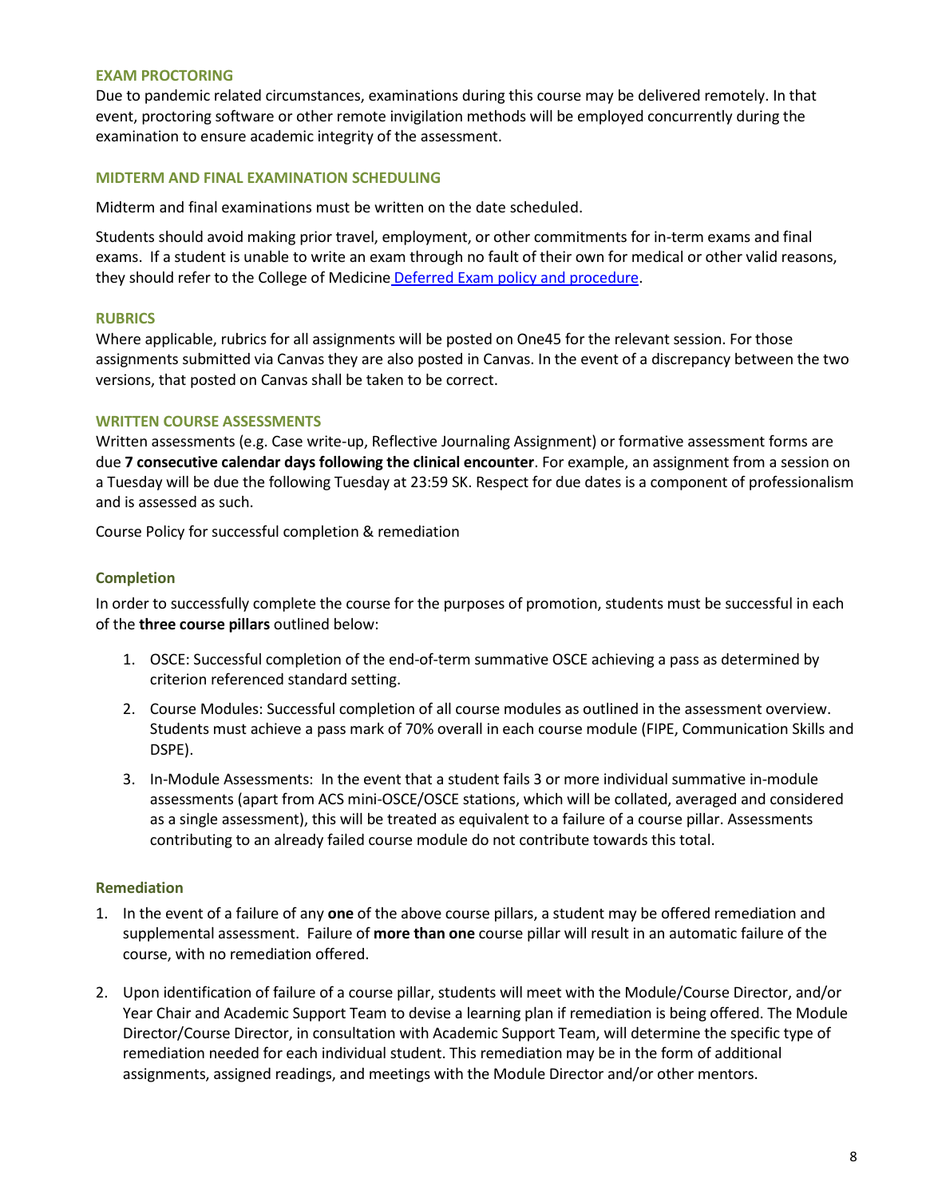### EXAM PROCTORING

Due to pandemic related circumstances, examinations during this course may be delivered remotely. In that event, proctoring software or other remote invigilation methods will be employed concurrently during the examination to ensure academic integrity of the assessment.

### MIDTERM AND FINAL EXAMINATION SCHEDULING

Midterm and final examinations must be written on the date scheduled.

Students should avoid making prior travel, employment, or other commitments for in-term exams and final exams. If a student is unable to write an exam through no fault of their own for medical or other valid reasons, they should refer to the College of Medicine Deferred Exam policy and procedure.

### RUBRICS

Where applicable, rubrics for all assignments will be posted on One45 for the relevant session. For those assignments submitted via Canvas they are also posted in Canvas. In the event of a discrepancy between the two versions, that posted on Canvas shall be taken to be correct.

### WRITTEN COURSE ASSESSMENTS

Written assessments (e.g. Case write-up, Reflective Journaling Assignment) or formative assessment forms are due **7 consecutive calendar days following the clinical encounter**. For example, an assignment from a session on a Tuesday will be due the following Tuesday at 23:59 SK. Respect for due dates is a component of professionalism and is assessed as such.

Course Policy for successful completion & remediation

### Completion

In order to successfully complete the course for the purposes of promotion, students must be successful in each of the **three course pillars** outlined below:

1. OSCE: Successful completion of the end-of-term summative OSCE achieving a pass as determined by criterion referenced standard setting.
2. Course Modules: Successful completion of all course modules as outlined in the assessment overview. Students must achieve a pass mark of 70% overall in each course module (FIPE, Communication Skills and DSPE).
3. In-Module Assessments: In the event that a student fails 3 or more individual summative in-module assessments (apart from ACS mini-OSCE/OSCE stations, which will be collated, averaged and considered as a single assessment), this will be treated as equivalent to a failure of a course pillar. Assessments contributing to an already failed course module do not contribute towards this total.

### Remediation

1. In the event of a failure of any **one** of the above course pillars, a student may be offered remediation and supplemental assessment. Failure of **more than one** course pillar will result in an automatic failure of the course, with no remediation offered.
2. Upon identification of failure of a course pillar, students will meet with the Module/Course Director, and/or Year Chair and Academic Support Team to devise a learning plan if remediation is being offered. The Module Director/Course Director, in consultation with Academic Support Team, will determine the specific type of remediation needed for each individual student. This remediation may be in the form of additional assignments, assigned readings, and meetings with the Module Director and/or other mentors.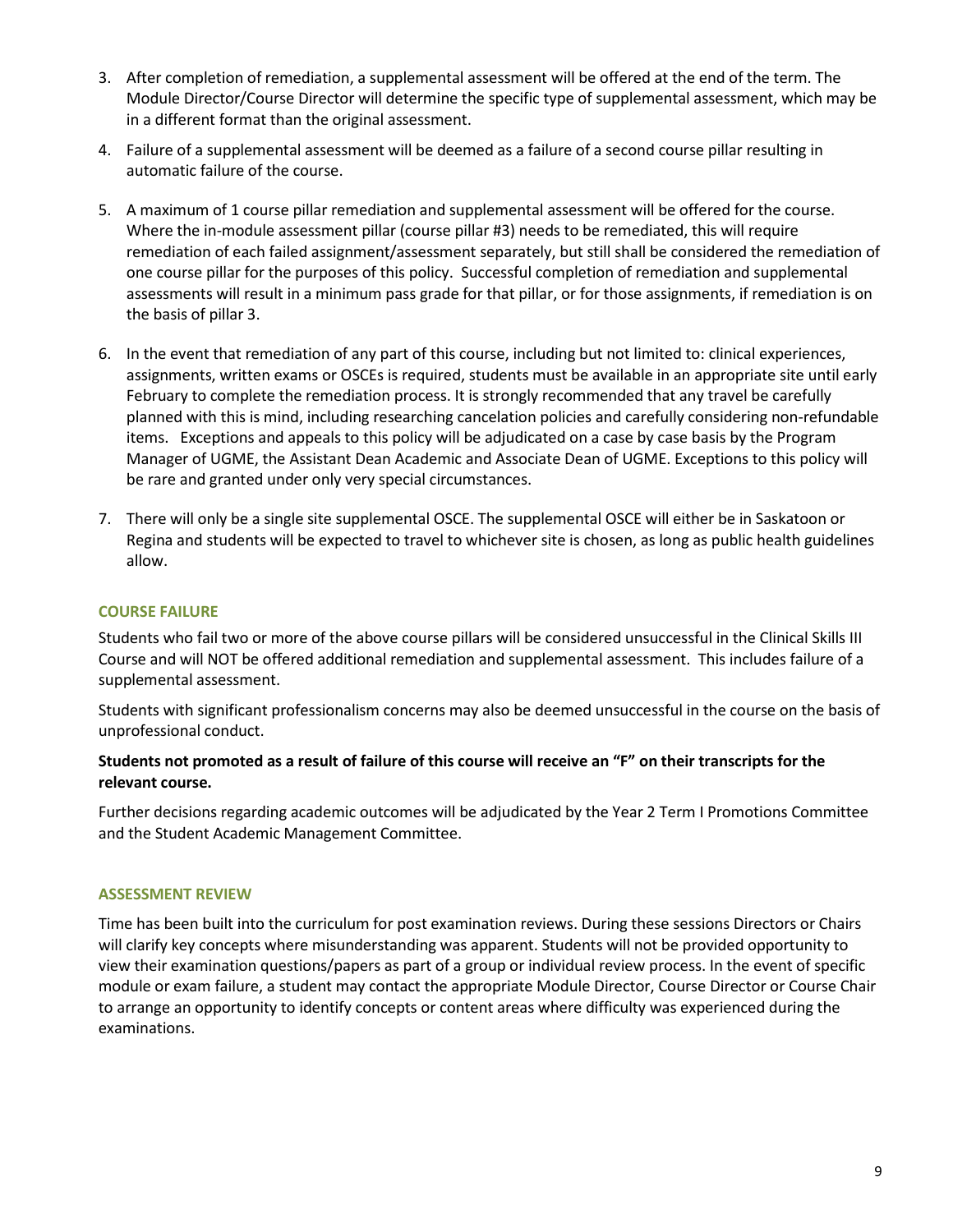3. After completion of remediation, a supplemental assessment will be offered at the end of the term. The Module Director/Course Director will determine the specific type of supplemental assessment, which may be in a different format than the original assessment.
4. Failure of a supplemental assessment will be deemed as a failure of a second course pillar resulting in automatic failure of the course.
5. A maximum of 1 course pillar remediation and supplemental assessment will be offered for the course. Where the in-module assessment pillar (course pillar #3) needs to be remediated, this will require remediation of each failed assignment/assessment separately, but still shall be considered the remediation of one course pillar for the purposes of this policy. Successful completion of remediation and supplemental assessments will result in a minimum pass grade for that pillar, or for those assignments, if remediation is on the basis of pillar 3.
6. In the event that remediation of any part of this course, including but not limited to: clinical experiences, assignments, written exams or OSCEs is required, students must be available in an appropriate site until early February to complete the remediation process. It is strongly recommended that any travel be carefully planned with this is mind, including researching cancelation policies and carefully considering non-refundable items. Exceptions and appeals to this policy will be adjudicated on a case by case basis by the Program Manager of UGME, the Assistant Dean Academic and Associate Dean of UGME. Exceptions to this policy will be rare and granted under only very special circumstances.
7. There will only be a single site supplemental OSCE. The supplemental OSCE will either be in Saskatoon or Regina and students will be expected to travel to whichever site is chosen, as long as public health guidelines allow.

## COURSE FAILURE

Students who fail two or more of the above course pillars will be considered unsuccessful in the Clinical Skills III Course and will NOT be offered additional remediation and supplemental assessment. This includes failure of a supplemental assessment.

Students with significant professionalism concerns may also be deemed unsuccessful in the course on the basis of unprofessional conduct.

**Students not promoted as a result of failure of this course will receive an "F" on their transcripts for the relevant course.**

Further decisions regarding academic outcomes will be adjudicated by the Year 2 Term I Promotions Committee and the Student Academic Management Committee.

## ASSESSMENT REVIEW

Time has been built into the curriculum for post examination reviews. During these sessions Directors or Chairs will clarify key concepts where misunderstanding was apparent. Students will not be provided opportunity to view their examination questions/papers as part of a group or individual review process. In the event of specific module or exam failure, a student may contact the appropriate Module Director, Course Director or Course Chair to arrange an opportunity to identify concepts or content areas where difficulty was experienced during the examinations.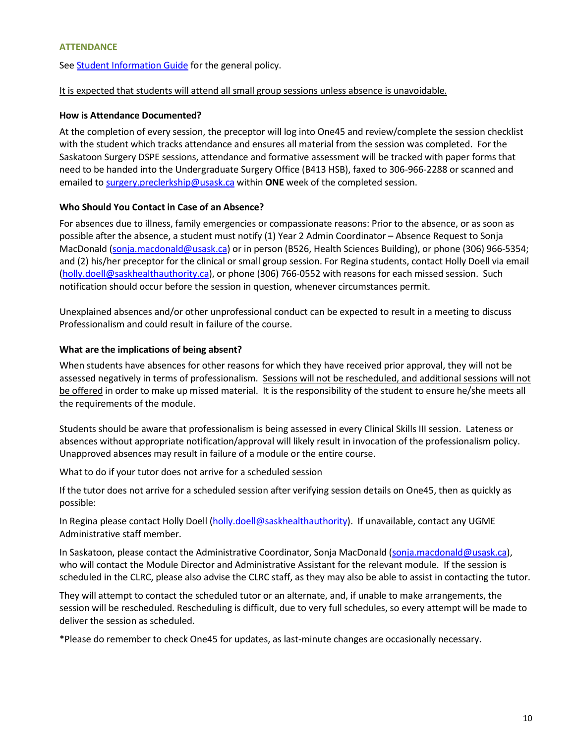## ATTENDANCE

See [Student Information Guide] for the general policy.

It is expected that students will attend all small group sessions unless absence is unavoidable.

### How is Attendance Documented?

At the completion of every session, the preceptor will log into One45 and review/complete the session checklist with the student which tracks attendance and ensures all material from the session was completed. For the Saskatoon Surgery DSPE sessions, attendance and formative assessment will be tracked with paper forms that need to be handed into the Undergraduate Surgery Office (B413 HSB), faxed to 306-966-2288 or scanned and emailed to surgery.preclerkship@usask.ca within **ONE** week of the completed session.

### Who Should You Contact in Case of an Absence?

For absences due to illness, family emergencies or compassionate reasons: Prior to the absence, or as soon as possible after the absence, a student must notify (1) Year 2 Admin Coordinator – Absence Request to Sonja MacDonald (sonja.macdonald@usask.ca) or in person (B526, Health Sciences Building), or phone (306) 966-5354; and (2) his/her preceptor for the clinical or small group session. For Regina students, contact Holly Doell via email (holly.doell@saskhealthauthority.ca), or phone (306) 766-0552 with reasons for each missed session. Such notification should occur before the session in question, whenever circumstances permit.

Unexplained absences and/or other unprofessional conduct can be expected to result in a meeting to discuss Professionalism and could result in failure of the course.

### What are the implications of being absent?

When students have absences for other reasons for which they have received prior approval, they will not be assessed negatively in terms of professionalism. Sessions will not be rescheduled, and additional sessions will not be offered in order to make up missed material. It is the responsibility of the student to ensure he/she meets all the requirements of the module.

Students should be aware that professionalism is being assessed in every Clinical Skills III session. Lateness or absences without appropriate notification/approval will likely result in invocation of the professionalism policy. Unapproved absences may result in failure of a module or the entire course.

What to do if your tutor does not arrive for a scheduled session

If the tutor does not arrive for a scheduled session after verifying session details on One45, then as quickly as possible:

In Regina please contact Holly Doell (holly.doell@saskhealthauthority). If unavailable, contact any UGME Administrative staff member.

In Saskatoon, please contact the Administrative Coordinator, Sonja MacDonald (sonja.macdonald@usask.ca), who will contact the Module Director and Administrative Assistant for the relevant module. If the session is scheduled in the CLRC, please also advise the CLRC staff, as they may also be able to assist in contacting the tutor.

They will attempt to contact the scheduled tutor or an alternate, and, if unable to make arrangements, the session will be rescheduled. Rescheduling is difficult, due to very full schedules, so every attempt will be made to deliver the session as scheduled.

*Please do remember to check One45 for updates, as last-minute changes are occasionally necessary.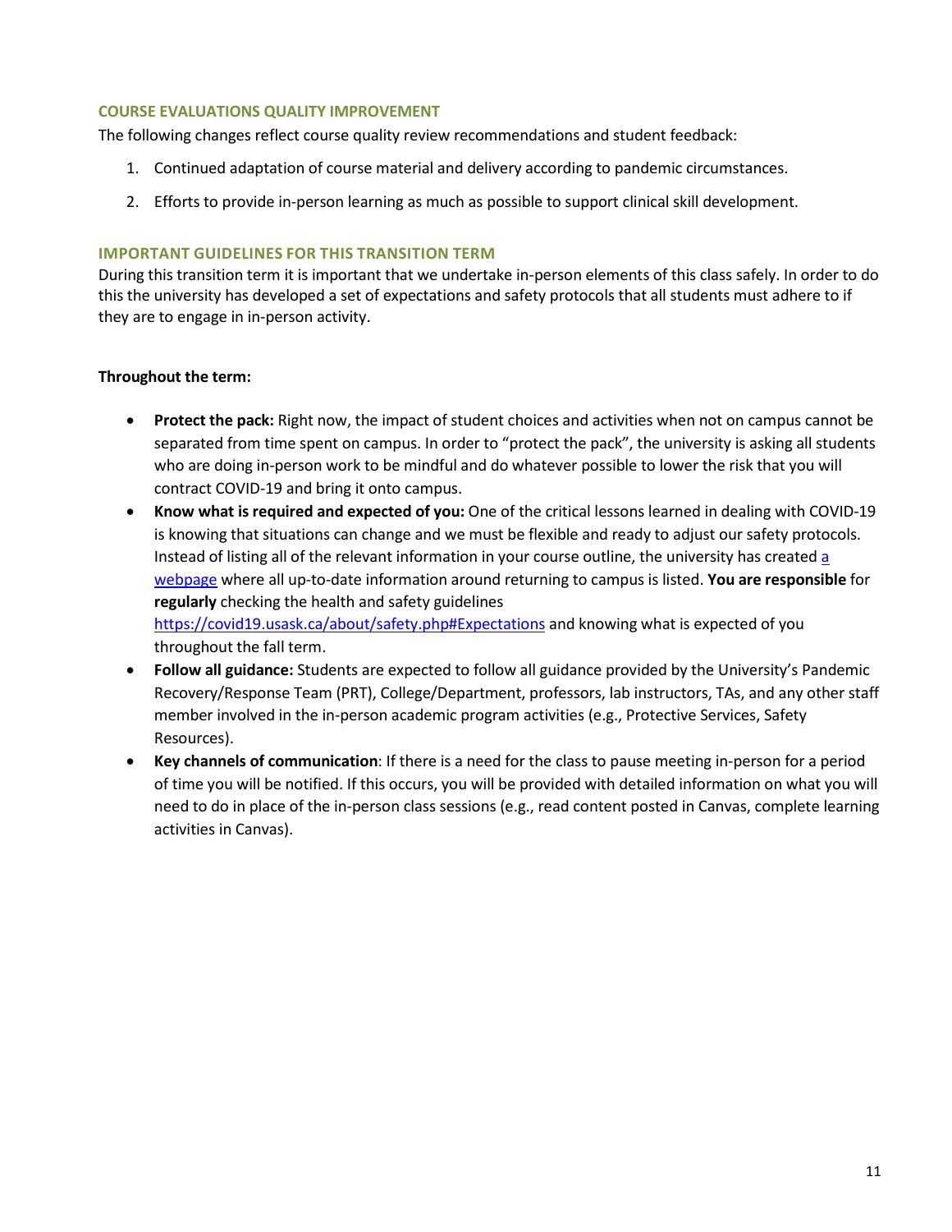## COURSE EVALUATIONS QUALITY IMPROVEMENT

The following changes reflect course quality review recommendations and student feedback:

1. Continued adaptation of course material and delivery according to pandemic circumstances.
2. Efforts to provide in-person learning as much as possible to support clinical skill development.

## IMPORTANT GUIDELINES FOR THIS TRANSITION TERM

During this transition term it is important that we undertake in-person elements of this class safely. In order to do this the university has developed a set of expectations and safety protocols that all students must adhere to if they are to engage in in-person activity.

**Throughout the term:**

- **Protect the pack:** Right now, the impact of student choices and activities when not on campus cannot be separated from time spent on campus. In order to "protect the pack", the university is asking all students who are doing in-person work to be mindful and do whatever possible to lower the risk that you will contract COVID-19 and bring it onto campus.
- **Know what is required and expected of you:** One of the critical lessons learned in dealing with COVID-19 is knowing that situations can change and we must be flexible and ready to adjust our safety protocols. Instead of listing all of the relevant information in your course outline, the university has created a webpage where all up-to-date information around returning to campus is listed. **You are responsible** for **regularly** checking the health and safety guidelines https://covid19.usask.ca/about/safety.php#Expectations and knowing what is expected of you throughout the fall term.
- **Follow all guidance:** Students are expected to follow all guidance provided by the University's Pandemic Recovery/Response Team (PRT), College/Department, professors, lab instructors, TAs, and any other staff member involved in the in-person academic program activities (e.g., Protective Services, Safety Resources).
- **Key channels of communication**: If there is a need for the class to pause meeting in-person for a period of time you will be notified. If this occurs, you will be provided with detailed information on what you will need to do in place of the in-person class sessions (e.g., read content posted in Canvas, complete learning activities in Canvas).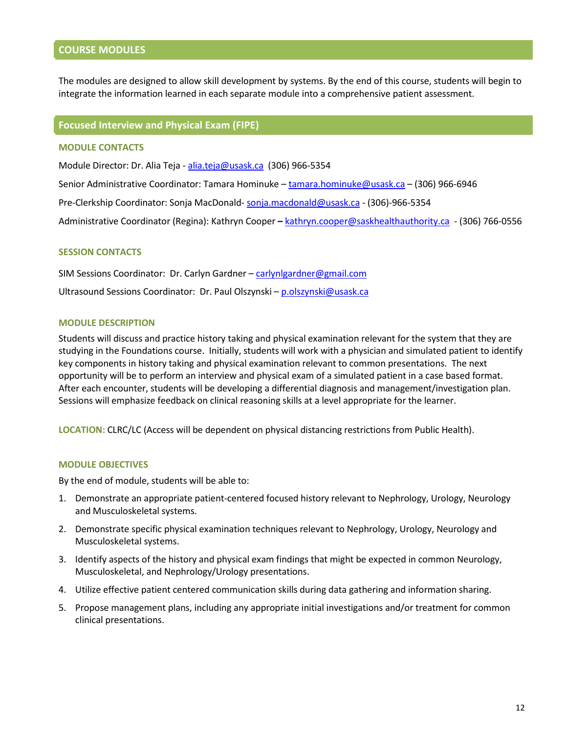## COURSE MODULES

The modules are designed to allow skill development by systems. By the end of this course, students will begin to integrate the information learned in each separate module into a comprehensive patient assessment.

## Focused Interview and Physical Exam (FIPE)

### MODULE CONTACTS

Module Director: Dr. Alia Teja - alia.teja@usask.ca (306) 966-5354

Senior Administrative Coordinator: Tamara Hominuke – tamara.hominuke@usask.ca – (306) 966-6946

Pre-Clerkship Coordinator: Sonja MacDonald- sonja.macdonald@usask.ca - (306)-966-5354

Administrative Coordinator (Regina): Kathryn Cooper **–** kathryn.cooper@saskhealthauthority.ca - (306) 766-0556

### SESSION CONTACTS

SIM Sessions Coordinator: Dr. Carlyn Gardner – carlynlgardner@gmail.com

Ultrasound Sessions Coordinator: Dr. Paul Olszynski – p.olszynski@usask.ca

### MODULE DESCRIPTION

Students will discuss and practice history taking and physical examination relevant for the system that they are studying in the Foundations course. Initially, students will work with a physician and simulated patient to identify key components in history taking and physical examination relevant to common presentations. The next opportunity will be to perform an interview and physical exam of a simulated patient in a case based format. After each encounter, students will be developing a differential diagnosis and management/investigation plan. Sessions will emphasize feedback on clinical reasoning skills at a level appropriate for the learner.

**LOCATION:** CLRC/LC (Access will be dependent on physical distancing restrictions from Public Health).

### MODULE OBJECTIVES

By the end of module, students will be able to:

1. Demonstrate an appropriate patient-centered focused history relevant to Nephrology, Urology, Neurology and Musculoskeletal systems.
2. Demonstrate specific physical examination techniques relevant to Nephrology, Urology, Neurology and Musculoskeletal systems.
3. Identify aspects of the history and physical exam findings that might be expected in common Neurology, Musculoskeletal, and Nephrology/Urology presentations.
4. Utilize effective patient centered communication skills during data gathering and information sharing.
5. Propose management plans, including any appropriate initial investigations and/or treatment for common clinical presentations.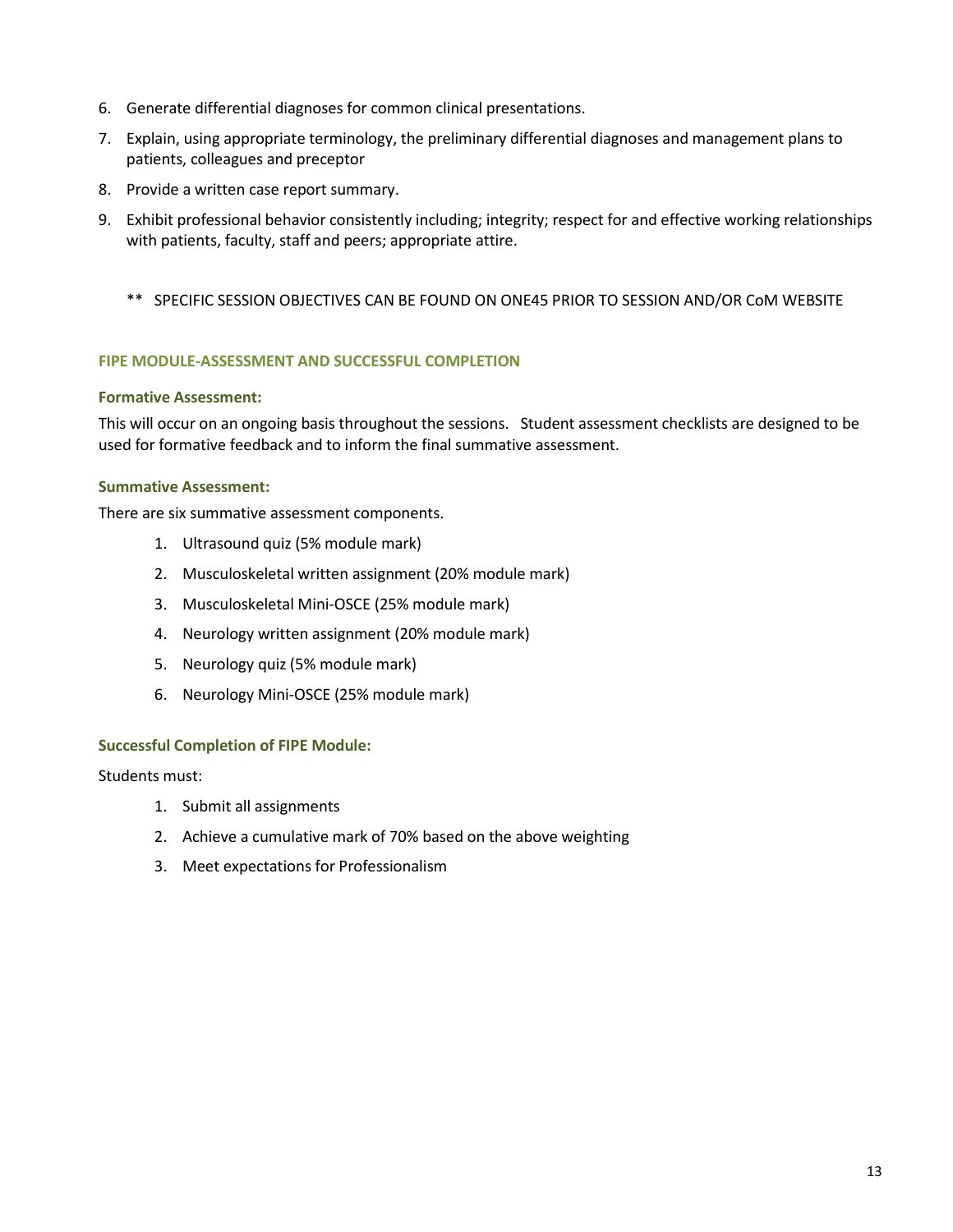6. Generate differential diagnoses for common clinical presentations.
7. Explain, using appropriate terminology, the preliminary differential diagnoses and management plans to patients, colleagues and preceptor
8. Provide a written case report summary.
9. Exhibit professional behavior consistently including; integrity; respect for and effective working relationships with patients, faculty, staff and peers; appropriate attire.

** SPECIFIC SESSION OBJECTIVES CAN BE FOUND ON ONE45 PRIOR TO SESSION AND/OR CoM WEBSITE

## FIPE MODULE-ASSESSMENT AND SUCCESSFUL COMPLETION

### Formative Assessment:

This will occur on an ongoing basis throughout the sessions. Student assessment checklists are designed to be used for formative feedback and to inform the final summative assessment.

### Summative Assessment:

There are six summative assessment components.

1. Ultrasound quiz (5% module mark)
2. Musculoskeletal written assignment (20% module mark)
3. Musculoskeletal Mini-OSCE (25% module mark)
4. Neurology written assignment (20% module mark)
5. Neurology quiz (5% module mark)
6. Neurology Mini-OSCE (25% module mark)

### Successful Completion of FIPE Module:

Students must:

1. Submit all assignments
2. Achieve a cumulative mark of 70% based on the above weighting
3. Meet expectations for Professionalism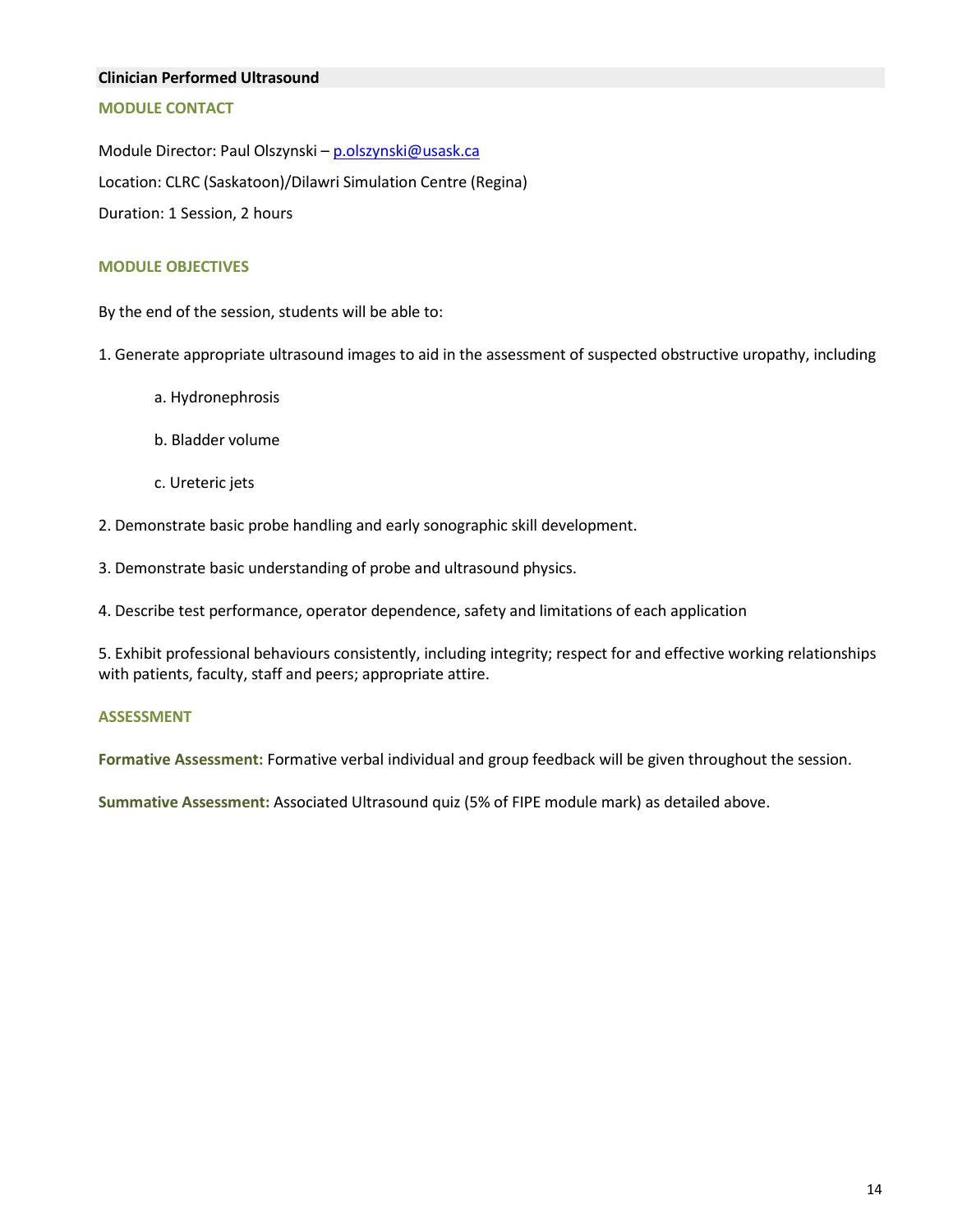## Clinician Performed Ultrasound

### MODULE CONTACT

Module Director: Paul Olszynski – p.olszynski@usask.ca

Location: CLRC (Saskatoon)/Dilawri Simulation Centre (Regina)

Duration: 1 Session, 2 hours

### MODULE OBJECTIVES

By the end of the session, students will be able to:

1. Generate appropriate ultrasound images to aid in the assessment of suspected obstructive uropathy, including
   a. Hydronephrosis
   b. Bladder volume
   c. Ureteric jets
2. Demonstrate basic probe handling and early sonographic skill development.
3. Demonstrate basic understanding of probe and ultrasound physics.
4. Describe test performance, operator dependence, safety and limitations of each application
5. Exhibit professional behaviours consistently, including integrity; respect for and effective working relationships with patients, faculty, staff and peers; appropriate attire.

### ASSESSMENT

**Formative Assessment:** Formative verbal individual and group feedback will be given throughout the session.

**Summative Assessment:** Associated Ultrasound quiz (5% of FIPE module mark) as detailed above.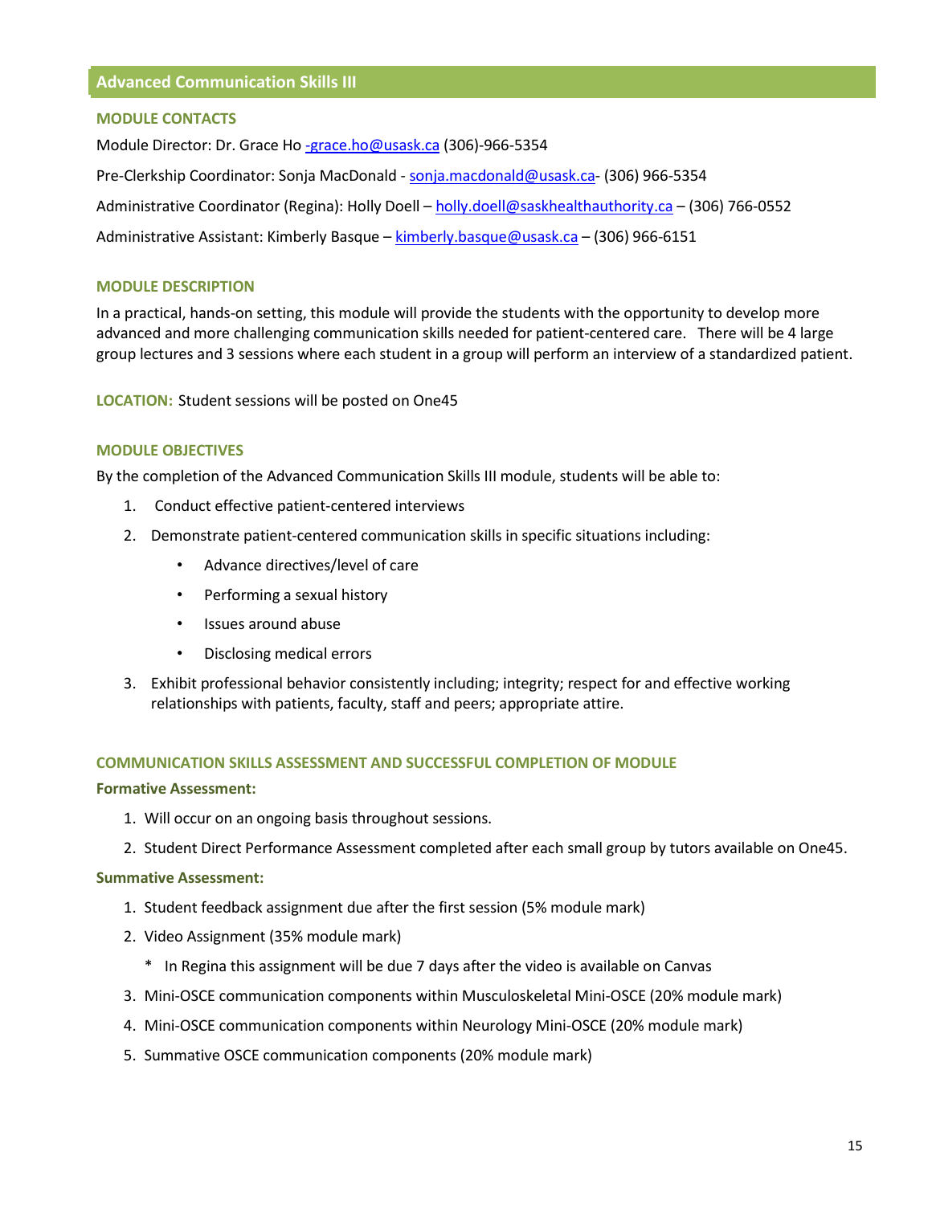## Advanced Communication Skills III

### MODULE CONTACTS

Module Director: Dr. Grace Ho -grace.ho@usask.ca (306)-966-5354

Pre-Clerkship Coordinator: Sonja MacDonald - sonja.macdonald@usask.ca- (306) 966-5354

Administrative Coordinator (Regina): Holly Doell – holly.doell@saskhealthauthority.ca – (306) 766-0552

Administrative Assistant: Kimberly Basque – kimberly.basque@usask.ca – (306) 966-6151

### MODULE DESCRIPTION

In a practical, hands-on setting, this module will provide the students with the opportunity to develop more advanced and more challenging communication skills needed for patient-centered care. There will be 4 large group lectures and 3 sessions where each student in a group will perform an interview of a standardized patient.

**LOCATION:** Student sessions will be posted on One45

### MODULE OBJECTIVES

By the completion of the Advanced Communication Skills III module, students will be able to:

1. Conduct effective patient-centered interviews
2. Demonstrate patient-centered communication skills in specific situations including:
    - Advance directives/level of care
    - Performing a sexual history
    - Issues around abuse
    - Disclosing medical errors
3. Exhibit professional behavior consistently including; integrity; respect for and effective working relationships with patients, faculty, staff and peers; appropriate attire.

### COMMUNICATION SKILLS ASSESSMENT AND SUCCESSFUL COMPLETION OF MODULE

**Formative Assessment:**

1. Will occur on an ongoing basis throughout sessions.
2. Student Direct Performance Assessment completed after each small group by tutors available on One45.

**Summative Assessment:**

1. Student feedback assignment due after the first session (5% module mark)
2. Video Assignment (35% module mark)
    * In Regina this assignment will be due 7 days after the video is available on Canvas
3. Mini-OSCE communication components within Musculoskeletal Mini-OSCE (20% module mark)
4. Mini-OSCE communication components within Neurology Mini-OSCE (20% module mark)
5. Summative OSCE communication components (20% module mark)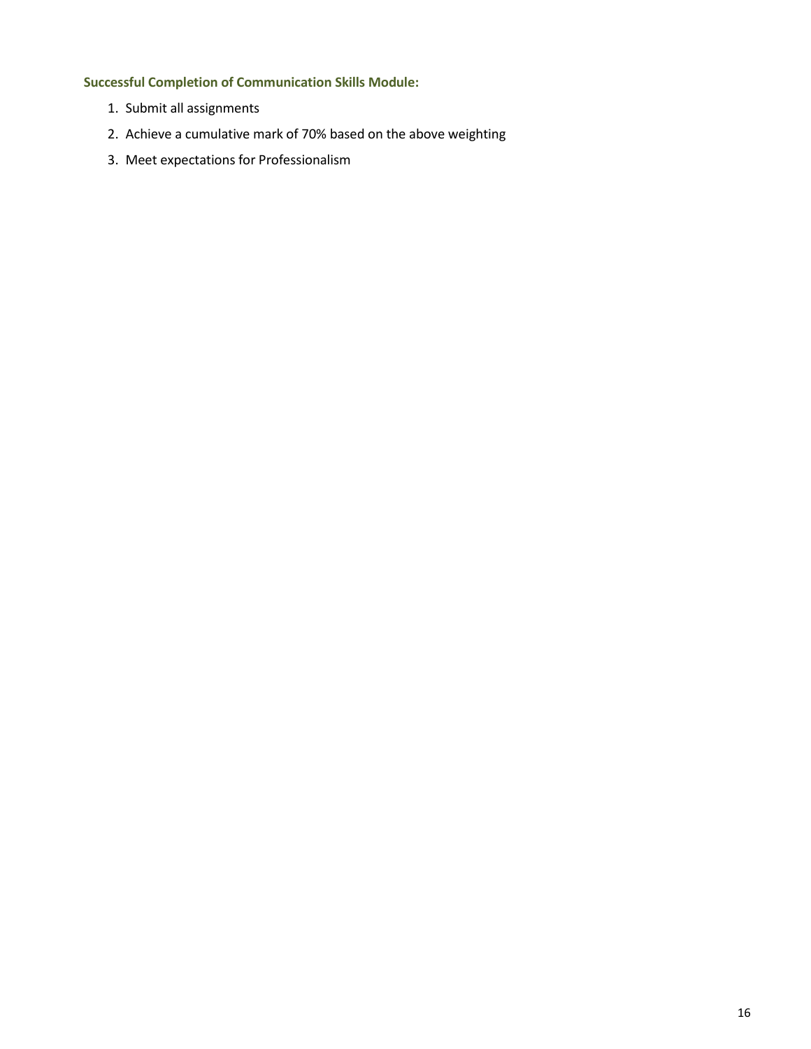### Successful Completion of Communication Skills Module:

1. Submit all assignments
2. Achieve a cumulative mark of 70% based on the above weighting
3. Meet expectations for Professionalism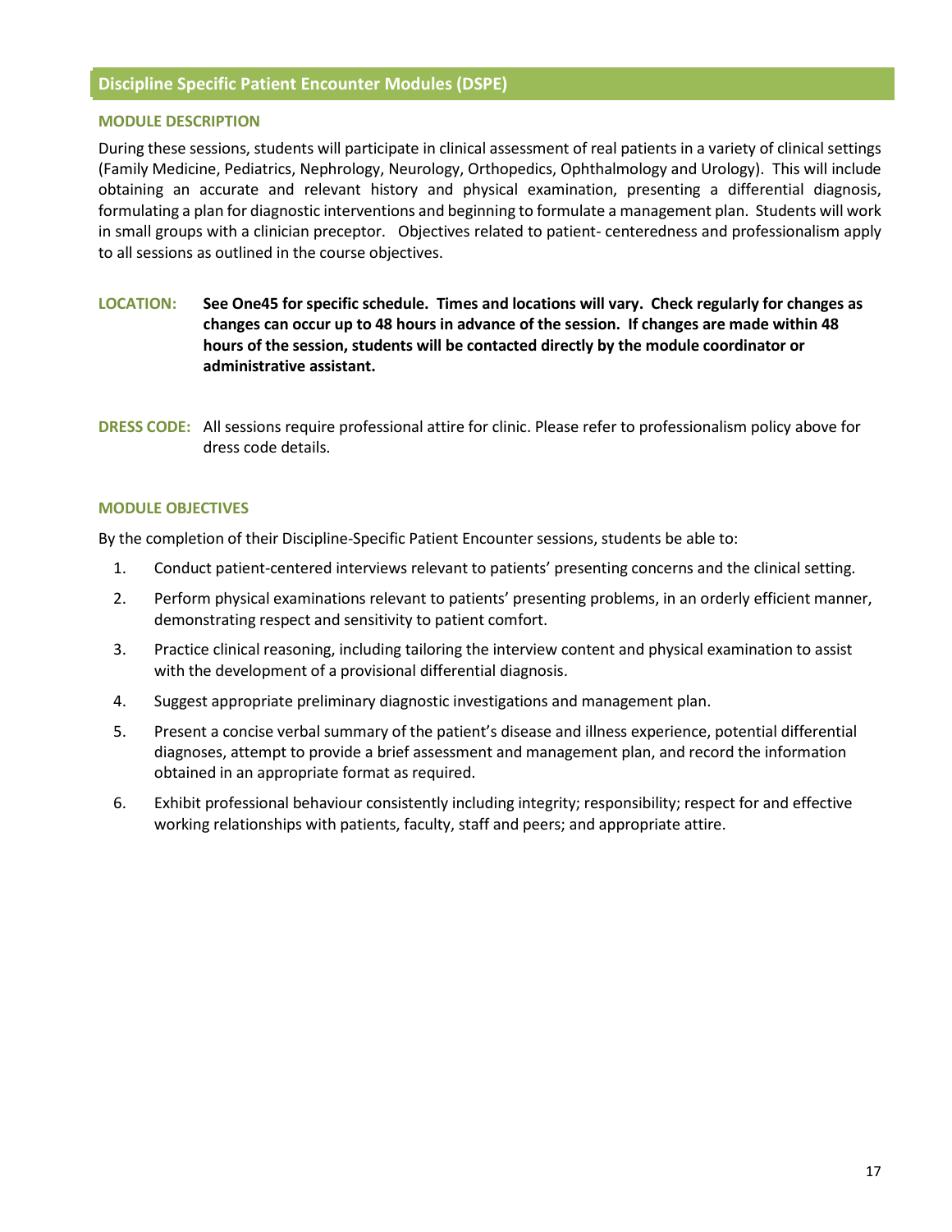## Discipline Specific Patient Encounter Modules (DSPE)

### MODULE DESCRIPTION

During these sessions, students will participate in clinical assessment of real patients in a variety of clinical settings (Family Medicine, Pediatrics, Nephrology, Neurology, Orthopedics, Ophthalmology and Urology). This will include obtaining an accurate and relevant history and physical examination, presenting a differential diagnosis, formulating a plan for diagnostic interventions and beginning to formulate a management plan. Students will work in small groups with a clinician preceptor. Objectives related to patient- centeredness and professionalism apply to all sessions as outlined in the course objectives.

**LOCATION:** **See One45 for specific schedule. Times and locations will vary. Check regularly for changes as changes can occur up to 48 hours in advance of the session. If changes are made within 48 hours of the session, students will be contacted directly by the module coordinator or administrative assistant.**

**DRESS CODE:** All sessions require professional attire for clinic. Please refer to professionalism policy above for dress code details.

### MODULE OBJECTIVES

By the completion of their Discipline-Specific Patient Encounter sessions, students be able to:

1. Conduct patient-centered interviews relevant to patients' presenting concerns and the clinical setting.
2. Perform physical examinations relevant to patients' presenting problems, in an orderly efficient manner, demonstrating respect and sensitivity to patient comfort.
3. Practice clinical reasoning, including tailoring the interview content and physical examination to assist with the development of a provisional differential diagnosis.
4. Suggest appropriate preliminary diagnostic investigations and management plan.
5. Present a concise verbal summary of the patient's disease and illness experience, potential differential diagnoses, attempt to provide a brief assessment and management plan, and record the information obtained in an appropriate format as required.
6. Exhibit professional behaviour consistently including integrity; responsibility; respect for and effective working relationships with patients, faculty, staff and peers; and appropriate attire.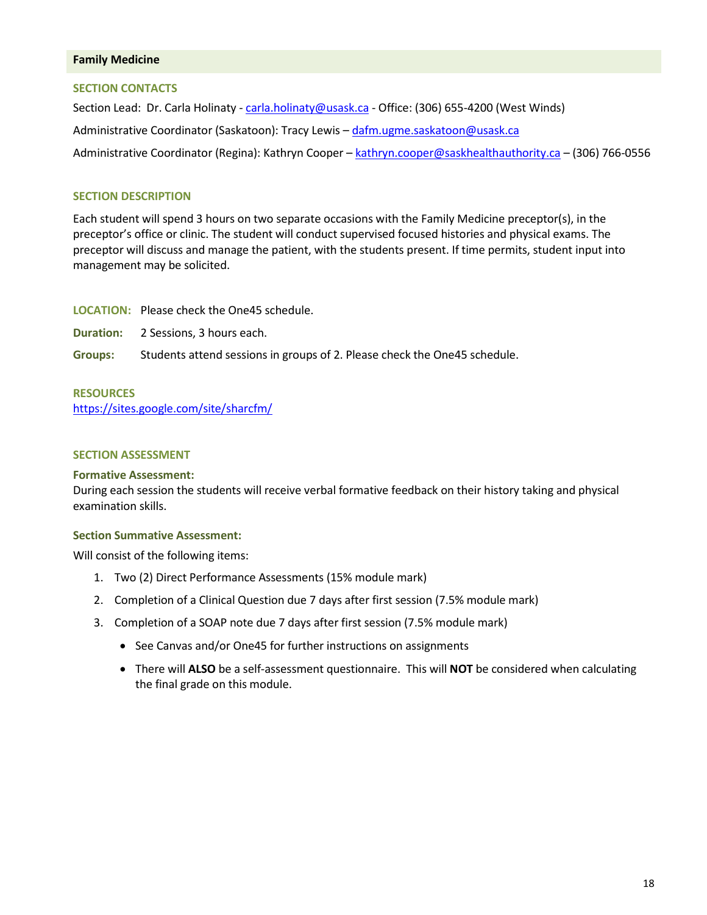## Family Medicine

### SECTION CONTACTS

Section Lead: Dr. Carla Holinaty - carla.holinaty@usask.ca - Office: (306) 655-4200 (West Winds)

Administrative Coordinator (Saskatoon): Tracy Lewis – dafm.ugme.saskatoon@usask.ca

Administrative Coordinator (Regina): Kathryn Cooper – kathryn.cooper@saskhealthauthority.ca – (306) 766-0556

### SECTION DESCRIPTION

Each student will spend 3 hours on two separate occasions with the Family Medicine preceptor(s), in the preceptor's office or clinic. The student will conduct supervised focused histories and physical exams. The preceptor will discuss and manage the patient, with the students present. If time permits, student input into management may be solicited.

**LOCATION:** Please check the One45 schedule.

**Duration:** 2 Sessions, 3 hours each.

**Groups:** Students attend sessions in groups of 2. Please check the One45 schedule.

### RESOURCES

https://sites.google.com/site/sharcfm/

### SECTION ASSESSMENT

**Formative Assessment:**

During each session the students will receive verbal formative feedback on their history taking and physical examination skills.

**Section Summative Assessment:**

Will consist of the following items:

1. Two (2) Direct Performance Assessments (15% module mark)
2. Completion of a Clinical Question due 7 days after first session (7.5% module mark)
3. Completion of a SOAP note due 7 days after first session (7.5% module mark)
   - See Canvas and/or One45 for further instructions on assignments
   - There will **ALSO** be a self-assessment questionnaire. This will **NOT** be considered when calculating the final grade on this module.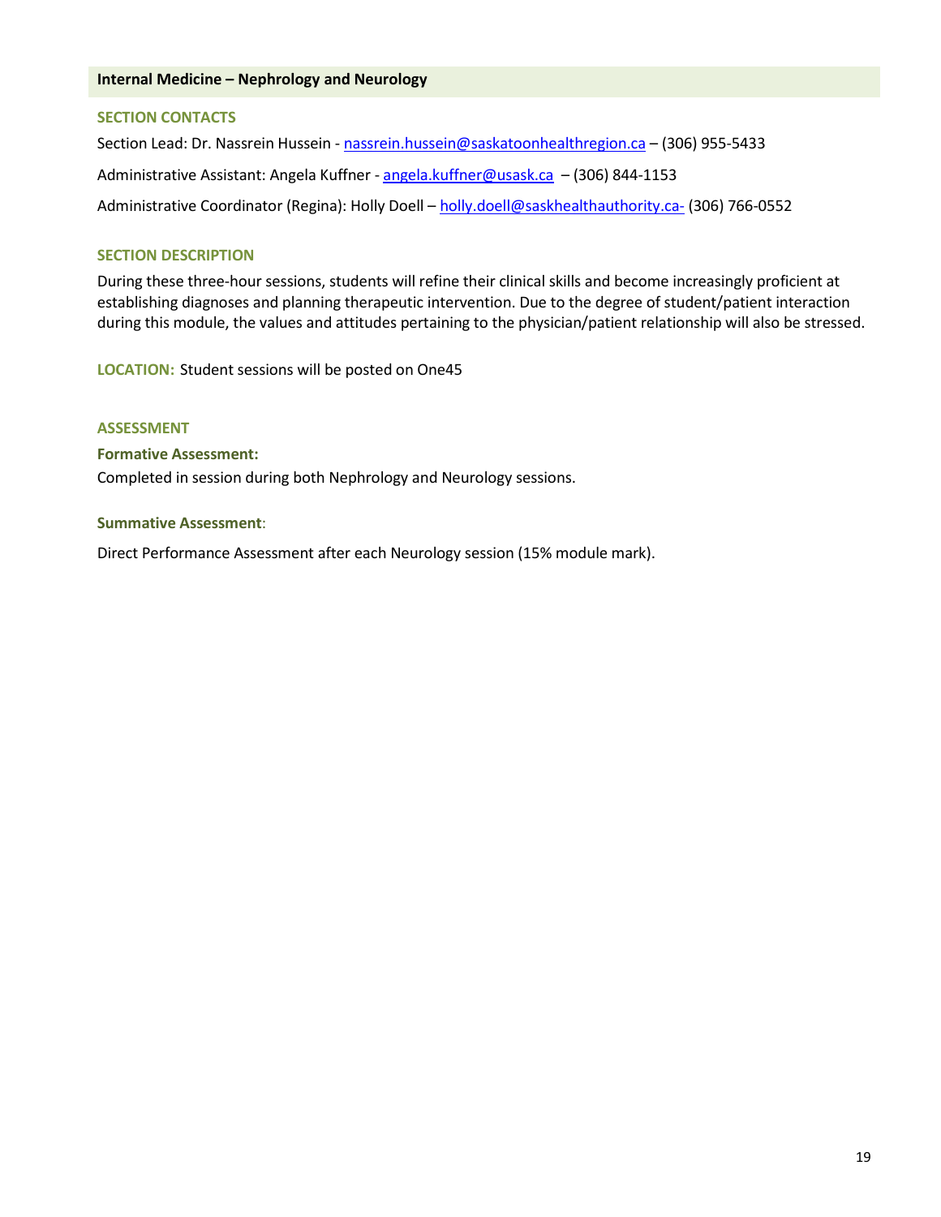## Internal Medicine – Nephrology and Neurology

### SECTION CONTACTS

Section Lead: Dr. Nassrein Hussein - nassrein.hussein@saskatoonhealthregion.ca – (306) 955-5433

Administrative Assistant: Angela Kuffner - angela.kuffner@usask.ca – (306) 844-1153

Administrative Coordinator (Regina): Holly Doell – holly.doell@saskhealthauthority.ca- (306) 766-0552

### SECTION DESCRIPTION

During these three-hour sessions, students will refine their clinical skills and become increasingly proficient at establishing diagnoses and planning therapeutic intervention. Due to the degree of student/patient interaction during this module, the values and attitudes pertaining to the physician/patient relationship will also be stressed.

**LOCATION:** Student sessions will be posted on One45

### ASSESSMENT

**Formative Assessment:**

Completed in session during both Nephrology and Neurology sessions.

**Summative Assessment**:

Direct Performance Assessment after each Neurology session (15% module mark).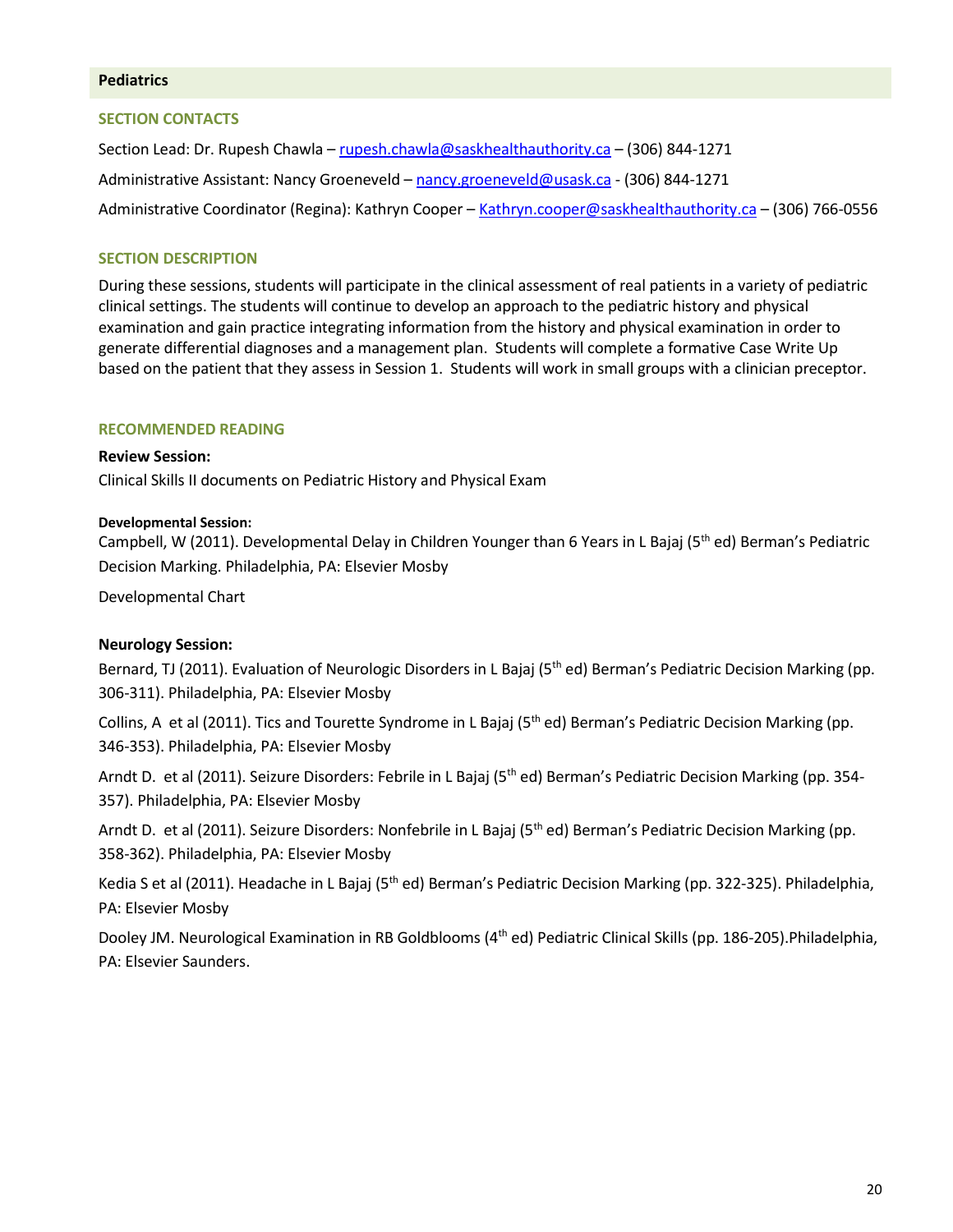## Pediatrics

### SECTION CONTACTS

Section Lead: Dr. Rupesh Chawla – rupesh.chawla@saskhealthauthority.ca – (306) 844-1271

Administrative Assistant: Nancy Groeneveld – nancy.groeneveld@usask.ca - (306) 844-1271

Administrative Coordinator (Regina): Kathryn Cooper – Kathryn.cooper@saskhealthauthority.ca – (306) 766-0556

### SECTION DESCRIPTION

During these sessions, students will participate in the clinical assessment of real patients in a variety of pediatric clinical settings. The students will continue to develop an approach to the pediatric history and physical examination and gain practice integrating information from the history and physical examination in order to generate differential diagnoses and a management plan. Students will complete a formative Case Write Up based on the patient that they assess in Session 1. Students will work in small groups with a clinician preceptor.

### RECOMMENDED READING

**Review Session:**

Clinical Skills II documents on Pediatric History and Physical Exam

**Developmental Session:**

Campbell, W (2011). Developmental Delay in Children Younger than 6 Years in L Bajaj (5th ed) Berman's Pediatric Decision Marking. Philadelphia, PA: Elsevier Mosby

Developmental Chart

**Neurology Session:**

Bernard, TJ (2011). Evaluation of Neurologic Disorders in L Bajaj (5th ed) Berman's Pediatric Decision Marking (pp. 306-311). Philadelphia, PA: Elsevier Mosby

Collins, A et al (2011). Tics and Tourette Syndrome in L Bajaj (5th ed) Berman's Pediatric Decision Marking (pp. 346-353). Philadelphia, PA: Elsevier Mosby

Arndt D. et al (2011). Seizure Disorders: Febrile in L Bajaj (5th ed) Berman's Pediatric Decision Marking (pp. 354-357). Philadelphia, PA: Elsevier Mosby

Arndt D. et al (2011). Seizure Disorders: Nonfebrile in L Bajaj (5th ed) Berman's Pediatric Decision Marking (pp. 358-362). Philadelphia, PA: Elsevier Mosby

Kedia S et al (2011). Headache in L Bajaj (5th ed) Berman's Pediatric Decision Marking (pp. 322-325). Philadelphia, PA: Elsevier Mosby

Dooley JM. Neurological Examination in RB Goldblooms (4th ed) Pediatric Clinical Skills (pp. 186-205).Philadelphia, PA: Elsevier Saunders.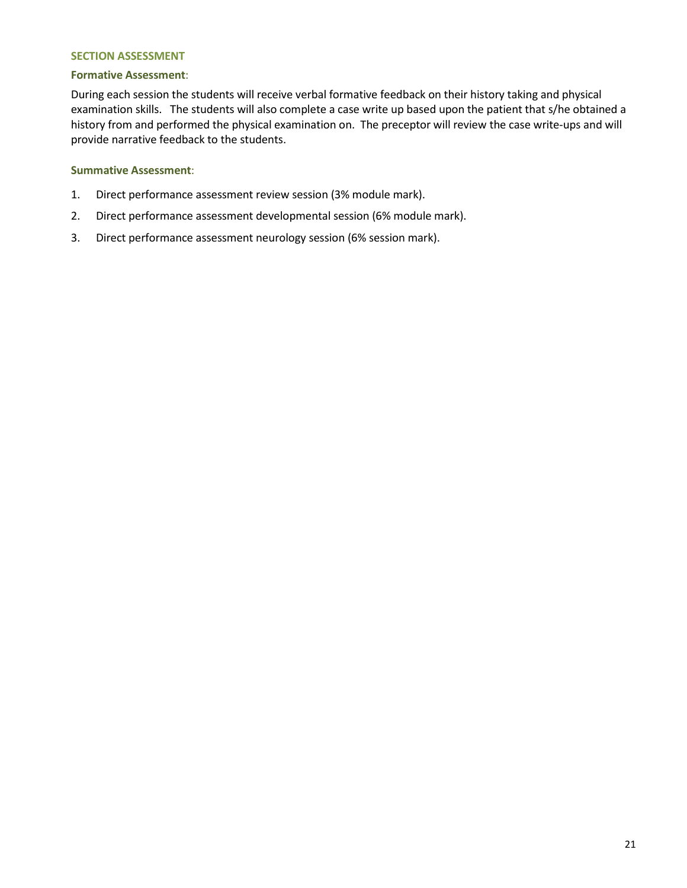### SECTION ASSESSMENT

**Formative Assessment**:

During each session the students will receive verbal formative feedback on their history taking and physical examination skills. The students will also complete a case write up based upon the patient that s/he obtained a history from and performed the physical examination on. The preceptor will review the case write-ups and will provide narrative feedback to the students.

**Summative Assessment**:

1. Direct performance assessment review session (3% module mark).
2. Direct performance assessment developmental session (6% module mark).
3. Direct performance assessment neurology session (6% session mark).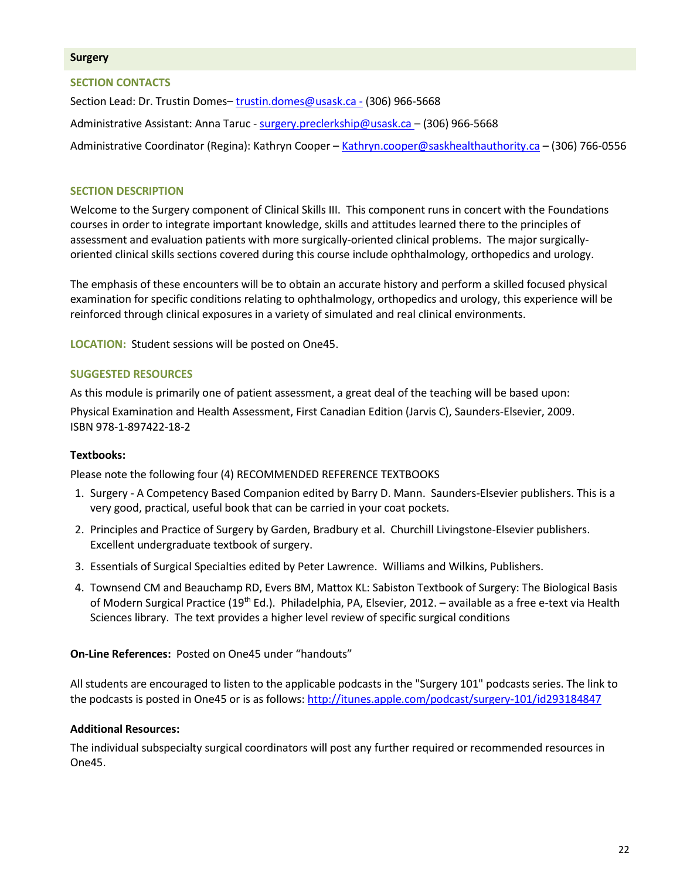## Surgery

### SECTION CONTACTS

Section Lead: Dr. Trustin Domes– trustin.domes@usask.ca - (306) 966-5668

Administrative Assistant: Anna Taruc - surgery.preclerkship@usask.ca – (306) 966-5668

Administrative Coordinator (Regina): Kathryn Cooper – Kathryn.cooper@saskhealthauthority.ca – (306) 766-0556

### SECTION DESCRIPTION

Welcome to the Surgery component of Clinical Skills III. This component runs in concert with the Foundations courses in order to integrate important knowledge, skills and attitudes learned there to the principles of assessment and evaluation patients with more surgically-oriented clinical problems. The major surgically-oriented clinical skills sections covered during this course include ophthalmology, orthopedics and urology.

The emphasis of these encounters will be to obtain an accurate history and perform a skilled focused physical examination for specific conditions relating to ophthalmology, orthopedics and urology, this experience will be reinforced through clinical exposures in a variety of simulated and real clinical environments.

**LOCATION:** Student sessions will be posted on One45.

### SUGGESTED RESOURCES

As this module is primarily one of patient assessment, a great deal of the teaching will be based upon:

Physical Examination and Health Assessment, First Canadian Edition (Jarvis C), Saunders-Elsevier, 2009. ISBN 978-1-897422-18-2

**Textbooks:**

Please note the following four (4) RECOMMENDED REFERENCE TEXTBOOKS

1. Surgery - A Competency Based Companion edited by Barry D. Mann. Saunders-Elsevier publishers. This is a very good, practical, useful book that can be carried in your coat pockets.
2. Principles and Practice of Surgery by Garden, Bradbury et al. Churchill Livingstone-Elsevier publishers. Excellent undergraduate textbook of surgery.
3. Essentials of Surgical Specialties edited by Peter Lawrence. Williams and Wilkins, Publishers.
4. Townsend CM and Beauchamp RD, Evers BM, Mattox KL: Sabiston Textbook of Surgery: The Biological Basis of Modern Surgical Practice (19th Ed.). Philadelphia, PA, Elsevier, 2012. – available as a free e-text via Health Sciences library. The text provides a higher level review of specific surgical conditions

**On-Line References:** Posted on One45 under "handouts"

All students are encouraged to listen to the applicable podcasts in the "Surgery 101" podcasts series. The link to the podcasts is posted in One45 or is as follows: http://itunes.apple.com/podcast/surgery-101/id293184847

**Additional Resources:**

The individual subspecialty surgical coordinators will post any further required or recommended resources in One45.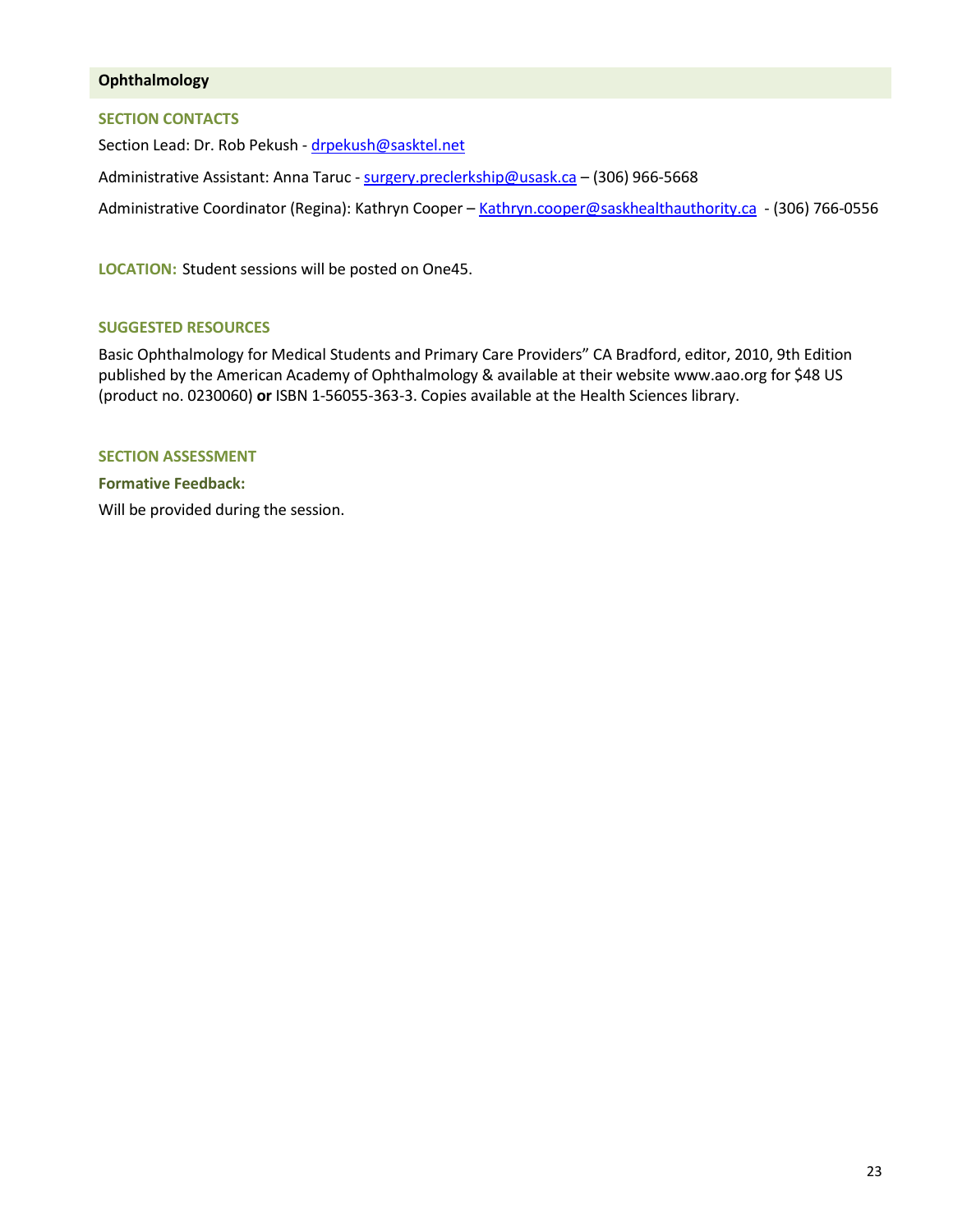## Ophthalmology

### SECTION CONTACTS

Section Lead: Dr. Rob Pekush - drpekush@sasktel.net

Administrative Assistant: Anna Taruc - surgery.preclerkship@usask.ca – (306) 966-5668

Administrative Coordinator (Regina): Kathryn Cooper – Kathryn.cooper@saskhealthauthority.ca - (306) 766-0556

**LOCATION:** Student sessions will be posted on One45.

### SUGGESTED RESOURCES

Basic Ophthalmology for Medical Students and Primary Care Providers" CA Bradford, editor, 2010, 9th Edition published by the American Academy of Ophthalmology & available at their website www.aao.org for $48 US (product no. 0230060) **or** ISBN 1-56055-363-3. Copies available at the Health Sciences library.

### SECTION ASSESSMENT

**Formative Feedback:**

Will be provided during the session.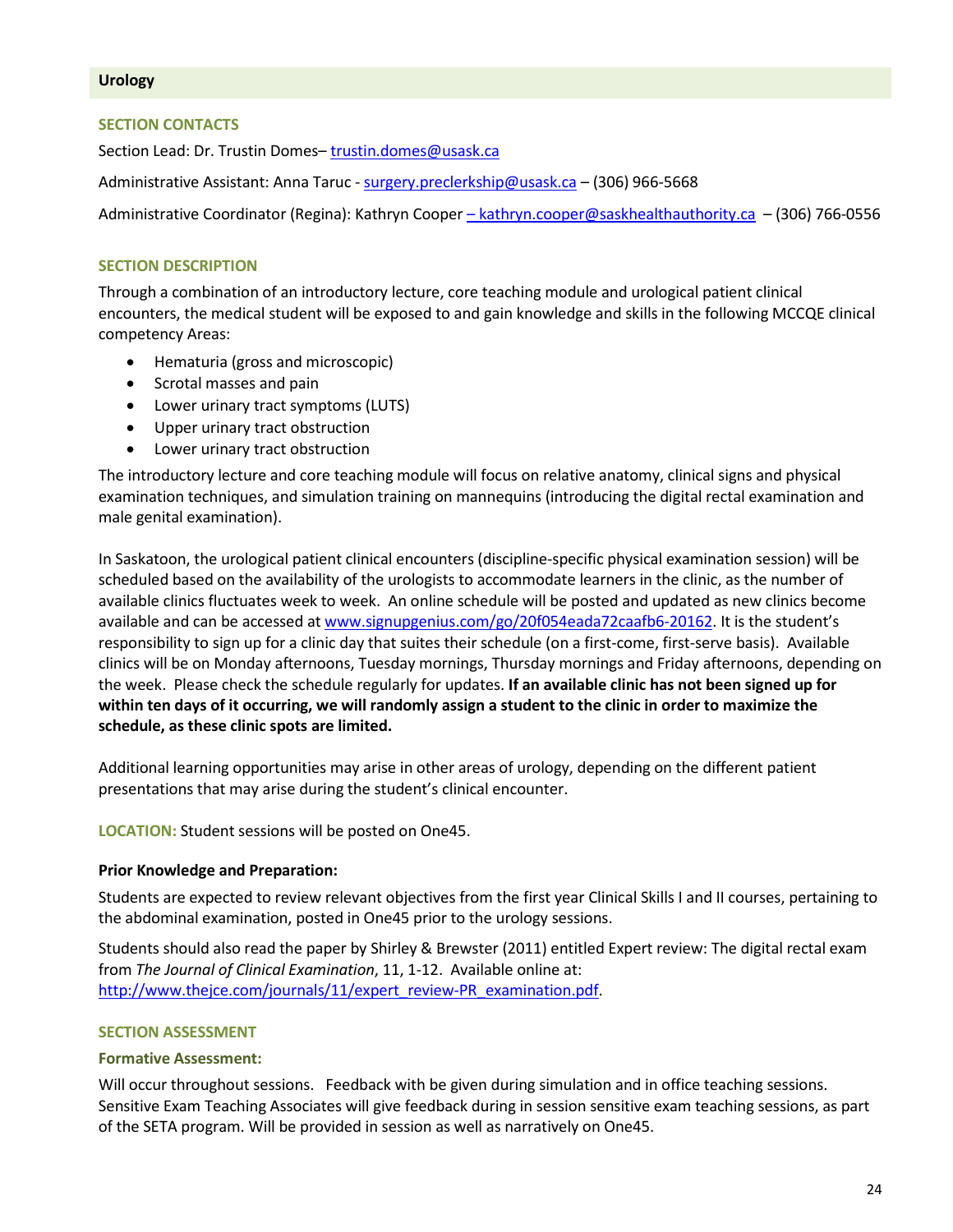## Urology

### SECTION CONTACTS

Section Lead: Dr. Trustin Domes– trustin.domes@usask.ca

Administrative Assistant: Anna Taruc - surgery.preclerkship@usask.ca – (306) 966-5668

Administrative Coordinator (Regina): Kathryn Cooper – kathryn.cooper@saskhealthauthority.ca – (306) 766-0556

### SECTION DESCRIPTION

Through a combination of an introductory lecture, core teaching module and urological patient clinical encounters, the medical student will be exposed to and gain knowledge and skills in the following MCCQE clinical competency Areas:

- Hematuria (gross and microscopic)
- Scrotal masses and pain
- Lower urinary tract symptoms (LUTS)
- Upper urinary tract obstruction
- Lower urinary tract obstruction

The introductory lecture and core teaching module will focus on relative anatomy, clinical signs and physical examination techniques, and simulation training on mannequins (introducing the digital rectal examination and male genital examination).

In Saskatoon, the urological patient clinical encounters (discipline-specific physical examination session) will be scheduled based on the availability of the urologists to accommodate learners in the clinic, as the number of available clinics fluctuates week to week. An online schedule will be posted and updated as new clinics become available and can be accessed at www.signupgenius.com/go/20f054eada72caafb6-20162. It is the student's responsibility to sign up for a clinic day that suites their schedule (on a first-come, first-serve basis). Available clinics will be on Monday afternoons, Tuesday mornings, Thursday mornings and Friday afternoons, depending on the week. Please check the schedule regularly for updates. **If an available clinic has not been signed up for within ten days of it occurring, we will randomly assign a student to the clinic in order to maximize the schedule, as these clinic spots are limited.**

Additional learning opportunities may arise in other areas of urology, depending on the different patient presentations that may arise during the student's clinical encounter.

**LOCATION:** Student sessions will be posted on One45.

**Prior Knowledge and Preparation:**

Students are expected to review relevant objectives from the first year Clinical Skills I and II courses, pertaining to the abdominal examination, posted in One45 prior to the urology sessions.

Students should also read the paper by Shirley & Brewster (2011) entitled Expert review: The digital rectal exam from *The Journal of Clinical Examination*, 11, 1-12. Available online at: http://www.thejce.com/journals/11/expert_review-PR_examination.pdf.

### SECTION ASSESSMENT

#### Formative Assessment:

Will occur throughout sessions. Feedback with be given during simulation and in office teaching sessions. Sensitive Exam Teaching Associates will give feedback during in session sensitive exam teaching sessions, as part of the SETA program. Will be provided in session as well as narratively on One45.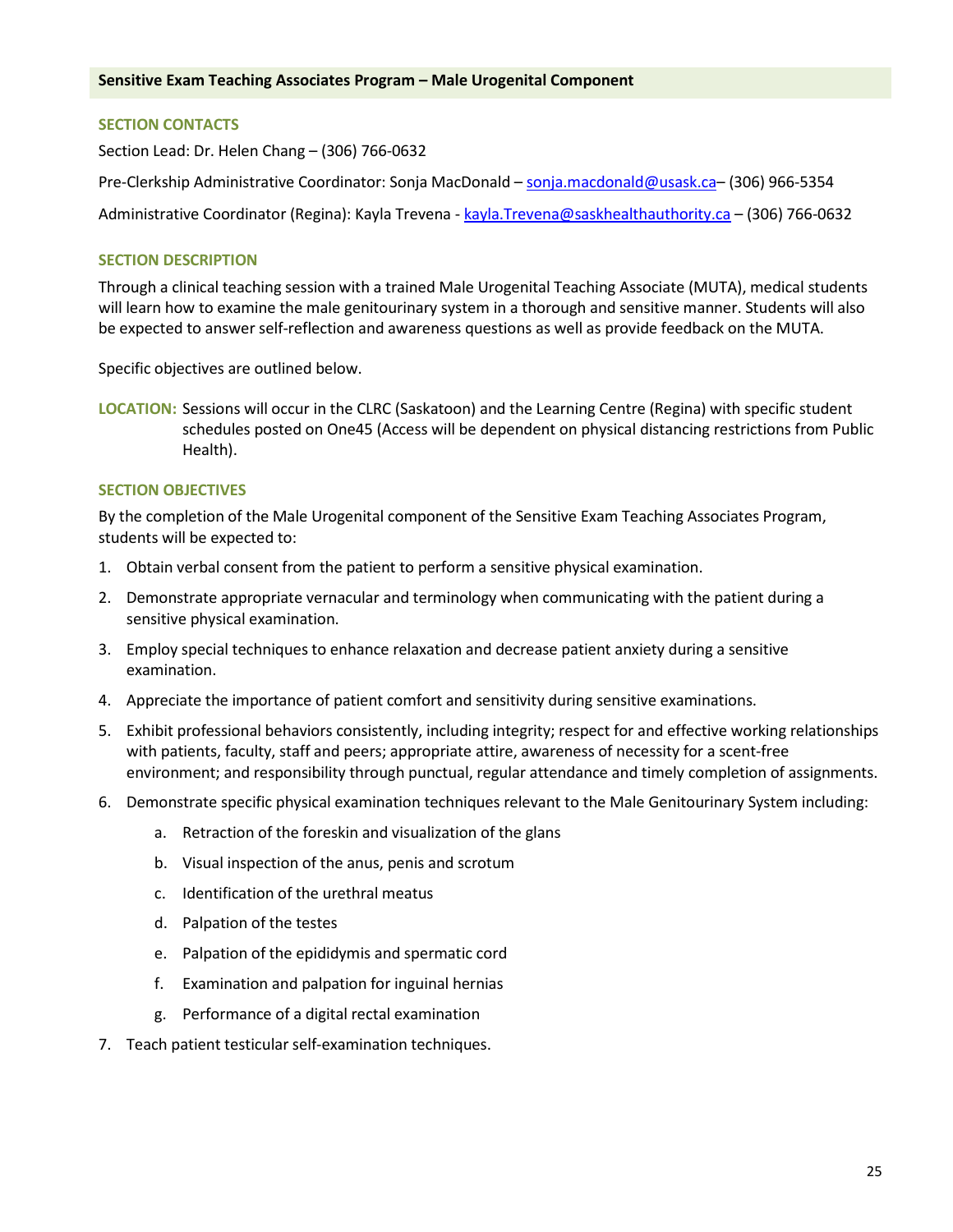## Sensitive Exam Teaching Associates Program – Male Urogenital Component

### SECTION CONTACTS

Section Lead: Dr. Helen Chang – (306) 766-0632

Pre-Clerkship Administrative Coordinator: Sonja MacDonald – sonja.macdonald@usask.ca– (306) 966-5354

Administrative Coordinator (Regina): Kayla Trevena - kayla.Trevena@saskhealthauthority.ca – (306) 766-0632

### SECTION DESCRIPTION

Through a clinical teaching session with a trained Male Urogenital Teaching Associate (MUTA), medical students will learn how to examine the male genitourinary system in a thorough and sensitive manner. Students will also be expected to answer self-reflection and awareness questions as well as provide feedback on the MUTA.

Specific objectives are outlined below.

**LOCATION:** Sessions will occur in the CLRC (Saskatoon) and the Learning Centre (Regina) with specific student schedules posted on One45 (Access will be dependent on physical distancing restrictions from Public Health).

### SECTION OBJECTIVES

By the completion of the Male Urogenital component of the Sensitive Exam Teaching Associates Program, students will be expected to:

1. Obtain verbal consent from the patient to perform a sensitive physical examination.
2. Demonstrate appropriate vernacular and terminology when communicating with the patient during a sensitive physical examination.
3. Employ special techniques to enhance relaxation and decrease patient anxiety during a sensitive examination.
4. Appreciate the importance of patient comfort and sensitivity during sensitive examinations.
5. Exhibit professional behaviors consistently, including integrity; respect for and effective working relationships with patients, faculty, staff and peers; appropriate attire, awareness of necessity for a scent-free environment; and responsibility through punctual, regular attendance and timely completion of assignments.
6. Demonstrate specific physical examination techniques relevant to the Male Genitourinary System including:
    a. Retraction of the foreskin and visualization of the glans
    b. Visual inspection of the anus, penis and scrotum
    c. Identification of the urethral meatus
    d. Palpation of the testes
    e. Palpation of the epididymis and spermatic cord
    f. Examination and palpation for inguinal hernias
    g. Performance of a digital rectal examination
7. Teach patient testicular self-examination techniques.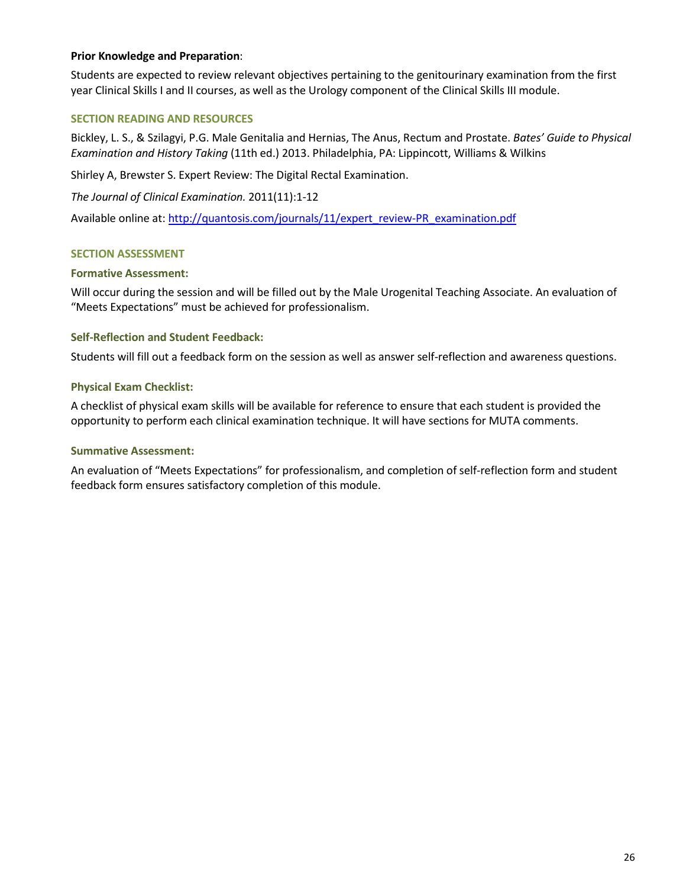**Prior Knowledge and Preparation**:

Students are expected to review relevant objectives pertaining to the genitourinary examination from the first year Clinical Skills I and II courses, as well as the Urology component of the Clinical Skills III module.

## SECTION READING AND RESOURCES

Bickley, L. S., & Szilagyi, P.G. Male Genitalia and Hernias, The Anus, Rectum and Prostate. *Bates' Guide to Physical Examination and History Taking* (11th ed.) 2013. Philadelphia, PA: Lippincott, Williams & Wilkins

Shirley A, Brewster S. Expert Review: The Digital Rectal Examination.

*The Journal of Clinical Examination.* 2011(11):1-12

Available online at: [http://quantosis.com/journals/11/expert_review-PR_examination.pdf](http://quantosis.com/journals/11/expert_review-PR_examination.pdf)

## SECTION ASSESSMENT

### Formative Assessment:

Will occur during the session and will be filled out by the Male Urogenital Teaching Associate. An evaluation of "Meets Expectations" must be achieved for professionalism.

### Self-Reflection and Student Feedback:

Students will fill out a feedback form on the session as well as answer self-reflection and awareness questions.

### Physical Exam Checklist:

A checklist of physical exam skills will be available for reference to ensure that each student is provided the opportunity to perform each clinical examination technique. It will have sections for MUTA comments.

### Summative Assessment:

An evaluation of "Meets Expectations" for professionalism, and completion of self-reflection form and student feedback form ensures satisfactory completion of this module.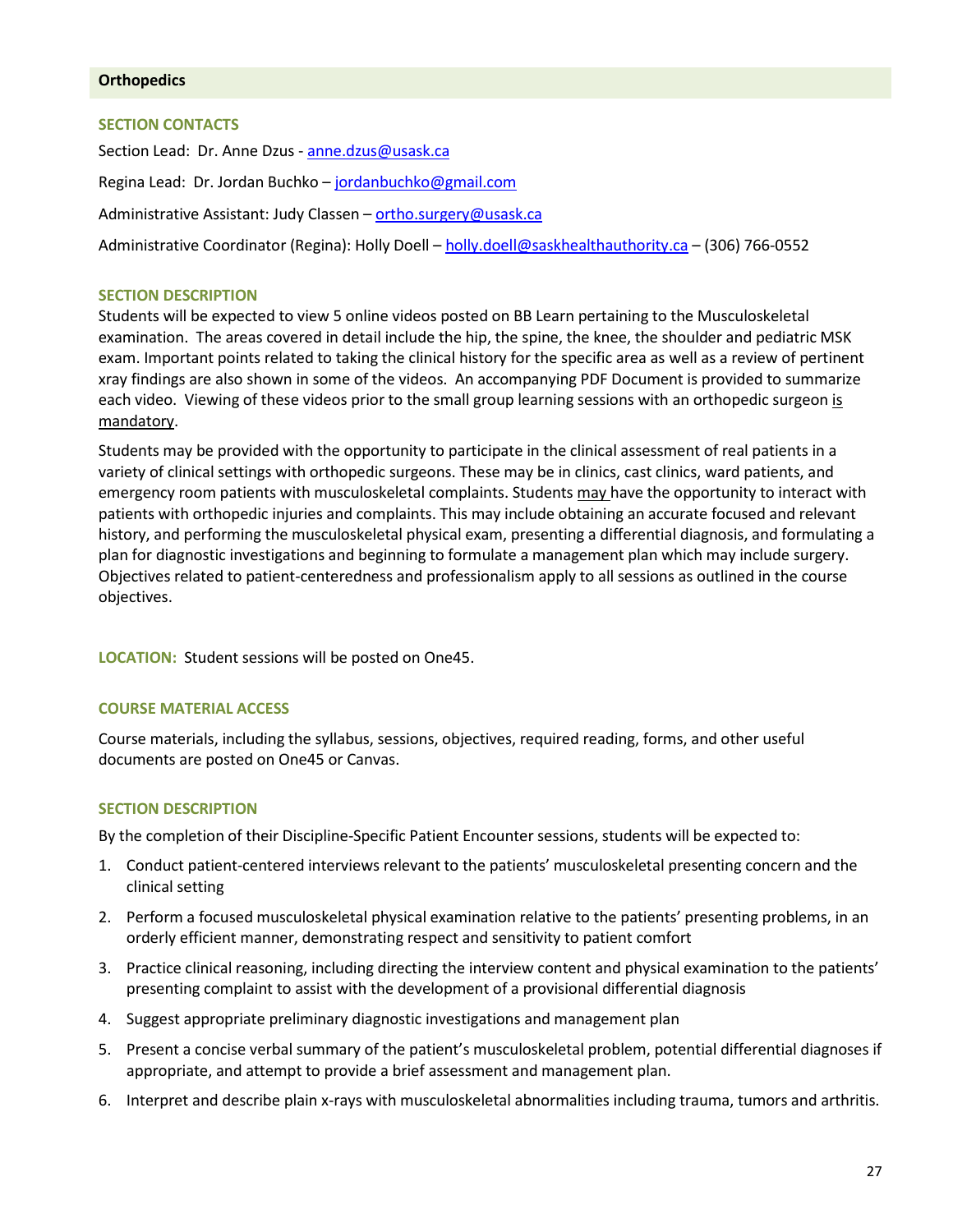## Orthopedics

### SECTION CONTACTS

Section Lead: Dr. Anne Dzus - anne.dzus@usask.ca

Regina Lead: Dr. Jordan Buchko – jordanbuchko@gmail.com

Administrative Assistant: Judy Classen – ortho.surgery@usask.ca

Administrative Coordinator (Regina): Holly Doell – holly.doell@saskhealthauthority.ca – (306) 766-0552

### SECTION DESCRIPTION

Students will be expected to view 5 online videos posted on BB Learn pertaining to the Musculoskeletal examination. The areas covered in detail include the hip, the spine, the knee, the shoulder and pediatric MSK exam. Important points related to taking the clinical history for the specific area as well as a review of pertinent xray findings are also shown in some of the videos. An accompanying PDF Document is provided to summarize each video. Viewing of these videos prior to the small group learning sessions with an orthopedic surgeon is mandatory.

Students may be provided with the opportunity to participate in the clinical assessment of real patients in a variety of clinical settings with orthopedic surgeons. These may be in clinics, cast clinics, ward patients, and emergency room patients with musculoskeletal complaints. Students may have the opportunity to interact with patients with orthopedic injuries and complaints. This may include obtaining an accurate focused and relevant history, and performing the musculoskeletal physical exam, presenting a differential diagnosis, and formulating a plan for diagnostic investigations and beginning to formulate a management plan which may include surgery. Objectives related to patient-centeredness and professionalism apply to all sessions as outlined in the course objectives.

**LOCATION:** Student sessions will be posted on One45.

### COURSE MATERIAL ACCESS

Course materials, including the syllabus, sessions, objectives, required reading, forms, and other useful documents are posted on One45 or Canvas.

### SECTION DESCRIPTION

By the completion of their Discipline-Specific Patient Encounter sessions, students will be expected to:

1. Conduct patient-centered interviews relevant to the patients' musculoskeletal presenting concern and the clinical setting
2. Perform a focused musculoskeletal physical examination relative to the patients' presenting problems, in an orderly efficient manner, demonstrating respect and sensitivity to patient comfort
3. Practice clinical reasoning, including directing the interview content and physical examination to the patients' presenting complaint to assist with the development of a provisional differential diagnosis
4. Suggest appropriate preliminary diagnostic investigations and management plan
5. Present a concise verbal summary of the patient's musculoskeletal problem, potential differential diagnoses if appropriate, and attempt to provide a brief assessment and management plan.
6. Interpret and describe plain x-rays with musculoskeletal abnormalities including trauma, tumors and arthritis.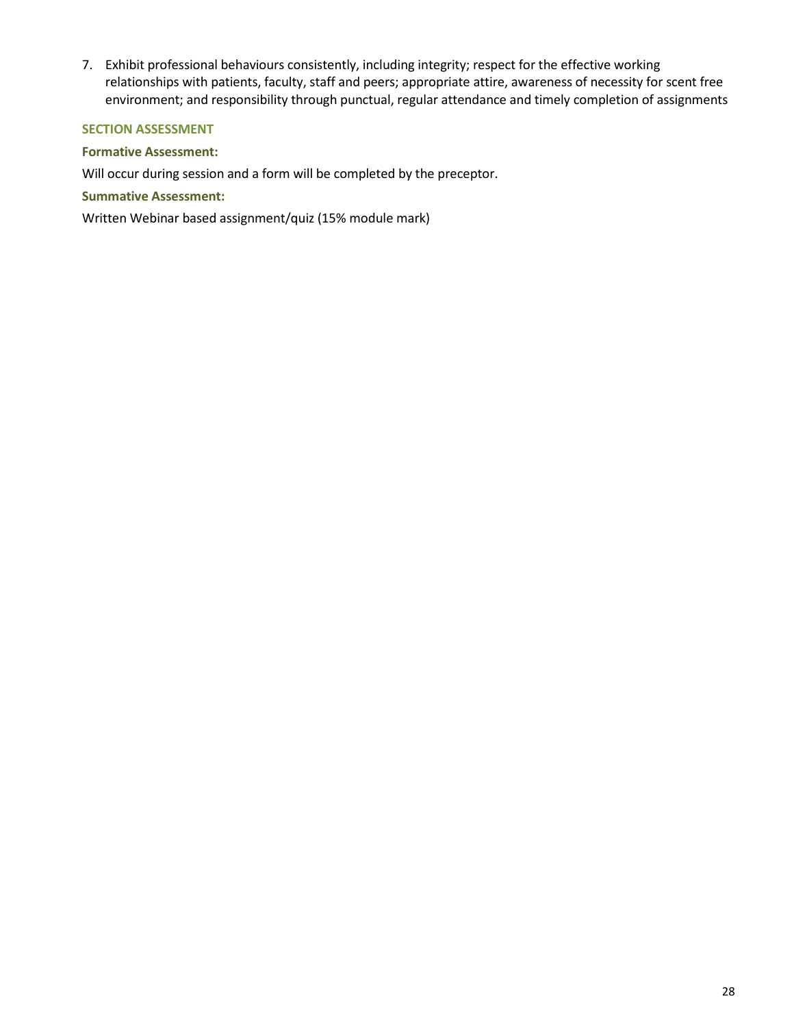7. Exhibit professional behaviours consistently, including integrity; respect for the effective working relationships with patients, faculty, staff and peers; appropriate attire, awareness of necessity for scent free environment; and responsibility through punctual, regular attendance and timely completion of assignments

### SECTION ASSESSMENT

#### Formative Assessment:

Will occur during session and a form will be completed by the preceptor.

#### Summative Assessment:

Written Webinar based assignment/quiz (15% module mark)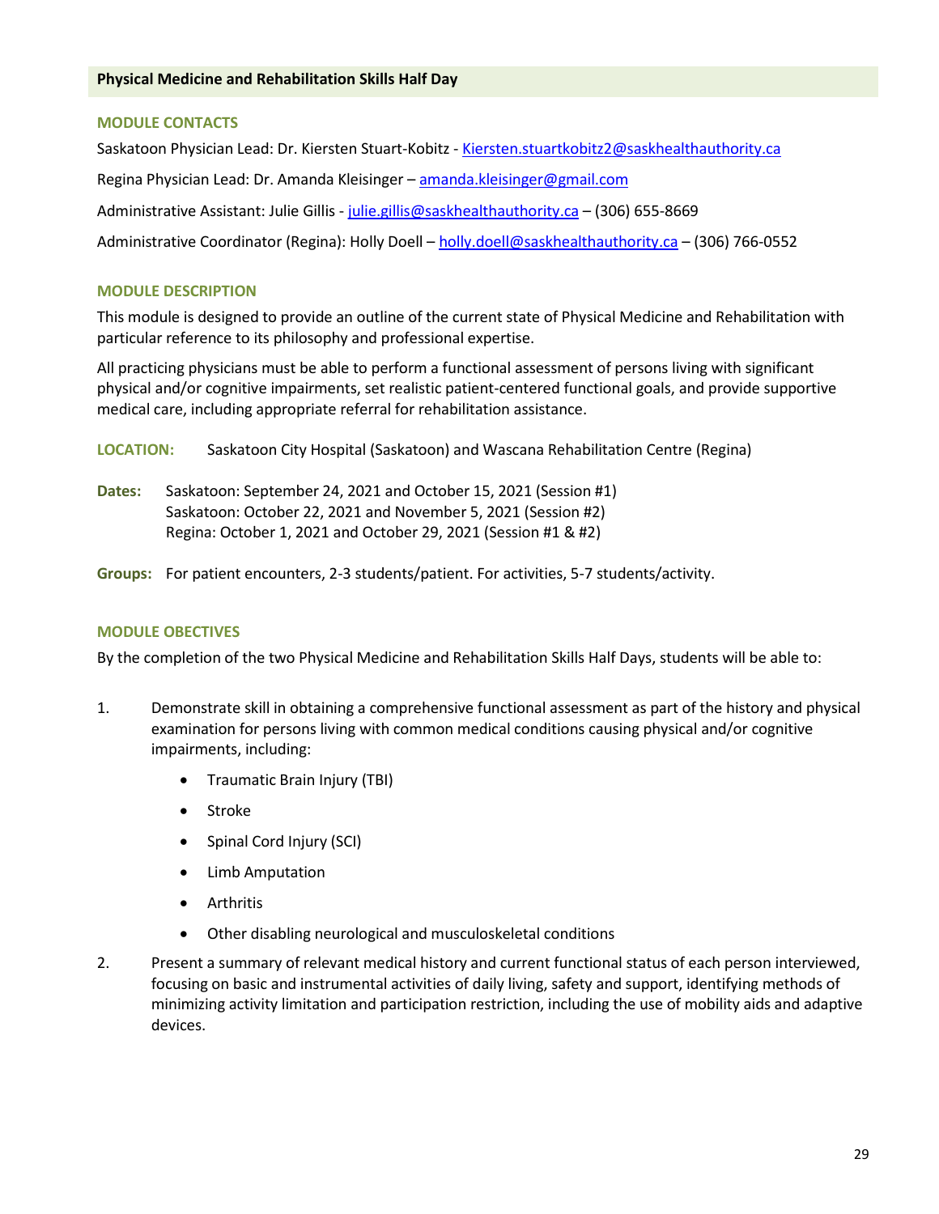## Physical Medicine and Rehabilitation Skills Half Day

### MODULE CONTACTS

Saskatoon Physician Lead: Dr. Kiersten Stuart-Kobitz - Kiersten.stuartkobitz2@saskhealthauthority.ca

Regina Physician Lead: Dr. Amanda Kleisinger – amanda.kleisinger@gmail.com

Administrative Assistant: Julie Gillis - julie.gillis@saskhealthauthority.ca – (306) 655-8669

Administrative Coordinator (Regina): Holly Doell – holly.doell@saskhealthauthority.ca – (306) 766-0552

### MODULE DESCRIPTION

This module is designed to provide an outline of the current state of Physical Medicine and Rehabilitation with particular reference to its philosophy and professional expertise.

All practicing physicians must be able to perform a functional assessment of persons living with significant physical and/or cognitive impairments, set realistic patient-centered functional goals, and provide supportive medical care, including appropriate referral for rehabilitation assistance.

**LOCATION:** Saskatoon City Hospital (Saskatoon) and Wascana Rehabilitation Centre (Regina)

**Dates:** Saskatoon: September 24, 2021 and October 15, 2021 (Session #1)
Saskatoon: October 22, 2021 and November 5, 2021 (Session #2)
Regina: October 1, 2021 and October 29, 2021 (Session #1 & #2)

**Groups:** For patient encounters, 2-3 students/patient. For activities, 5-7 students/activity.

### MODULE OBJECTIVES

By the completion of the two Physical Medicine and Rehabilitation Skills Half Days, students will be able to:

1. Demonstrate skill in obtaining a comprehensive functional assessment as part of the history and physical examination for persons living with common medical conditions causing physical and/or cognitive impairments, including:
   - Traumatic Brain Injury (TBI)
   - Stroke
   - Spinal Cord Injury (SCI)
   - Limb Amputation
   - Arthritis
   - Other disabling neurological and musculoskeletal conditions
2. Present a summary of relevant medical history and current functional status of each person interviewed, focusing on basic and instrumental activities of daily living, safety and support, identifying methods of minimizing activity limitation and participation restriction, including the use of mobility aids and adaptive devices.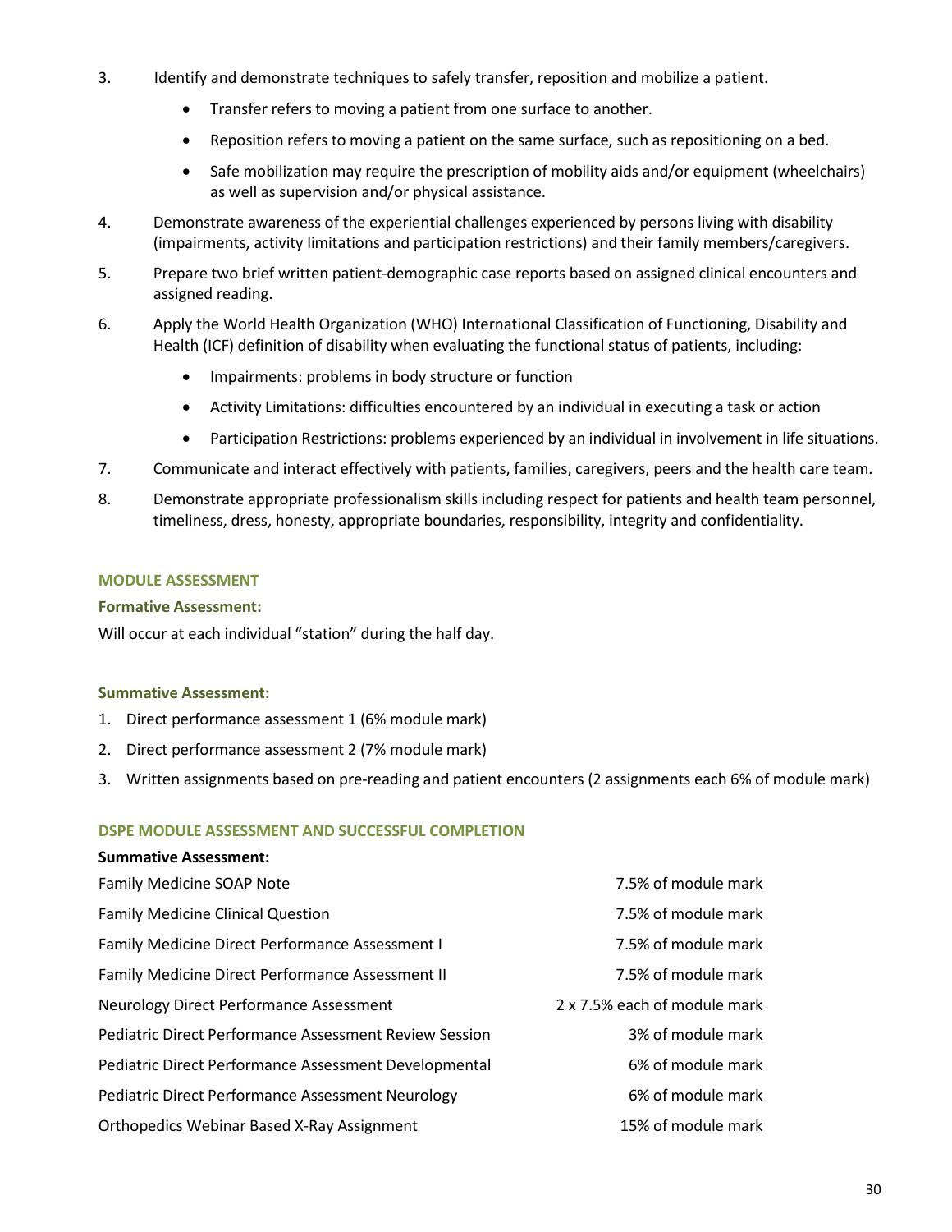3. Identify and demonstrate techniques to safely transfer, reposition and mobilize a patient.
    - Transfer refers to moving a patient from one surface to another.
    - Reposition refers to moving a patient on the same surface, such as repositioning on a bed.
    - Safe mobilization may require the prescription of mobility aids and/or equipment (wheelchairs) as well as supervision and/or physical assistance.
4. Demonstrate awareness of the experiential challenges experienced by persons living with disability (impairments, activity limitations and participation restrictions) and their family members/caregivers.
5. Prepare two brief written patient-demographic case reports based on assigned clinical encounters and assigned reading.
6. Apply the World Health Organization (WHO) International Classification of Functioning, Disability and Health (ICF) definition of disability when evaluating the functional status of patients, including:
    - Impairments: problems in body structure or function
    - Activity Limitations: difficulties encountered by an individual in executing a task or action
    - Participation Restrictions: problems experienced by an individual in involvement in life situations.
7. Communicate and interact effectively with patients, families, caregivers, peers and the health care team.
8. Demonstrate appropriate professionalism skills including respect for patients and health team personnel, timeliness, dress, honesty, appropriate boundaries, responsibility, integrity and confidentiality.

### MODULE ASSESSMENT

**Formative Assessment:**

Will occur at each individual "station" during the half day.

**Summative Assessment:**

1. Direct performance assessment 1 (6% module mark)
2. Direct performance assessment 2 (7% module mark)
3. Written assignments based on pre-reading and patient encounters (2 assignments each 6% of module mark)

### DSPE MODULE ASSESSMENT AND SUCCESSFUL COMPLETION

**Summative Assessment:**

| | |
|---|---|
| Family Medicine SOAP Note | 7.5% of module mark |
| Family Medicine Clinical Question | 7.5% of module mark |
| Family Medicine Direct Performance Assessment I | 7.5% of module mark |
| Family Medicine Direct Performance Assessment II | 7.5% of module mark |
| Neurology Direct Performance Assessment | 2 x 7.5% each of module mark |
| Pediatric Direct Performance Assessment Review Session | 3% of module mark |
| Pediatric Direct Performance Assessment Developmental | 6% of module mark |
| Pediatric Direct Performance Assessment Neurology | 6% of module mark |
| Orthopedics Webinar Based X-Ray Assignment | 15% of module mark |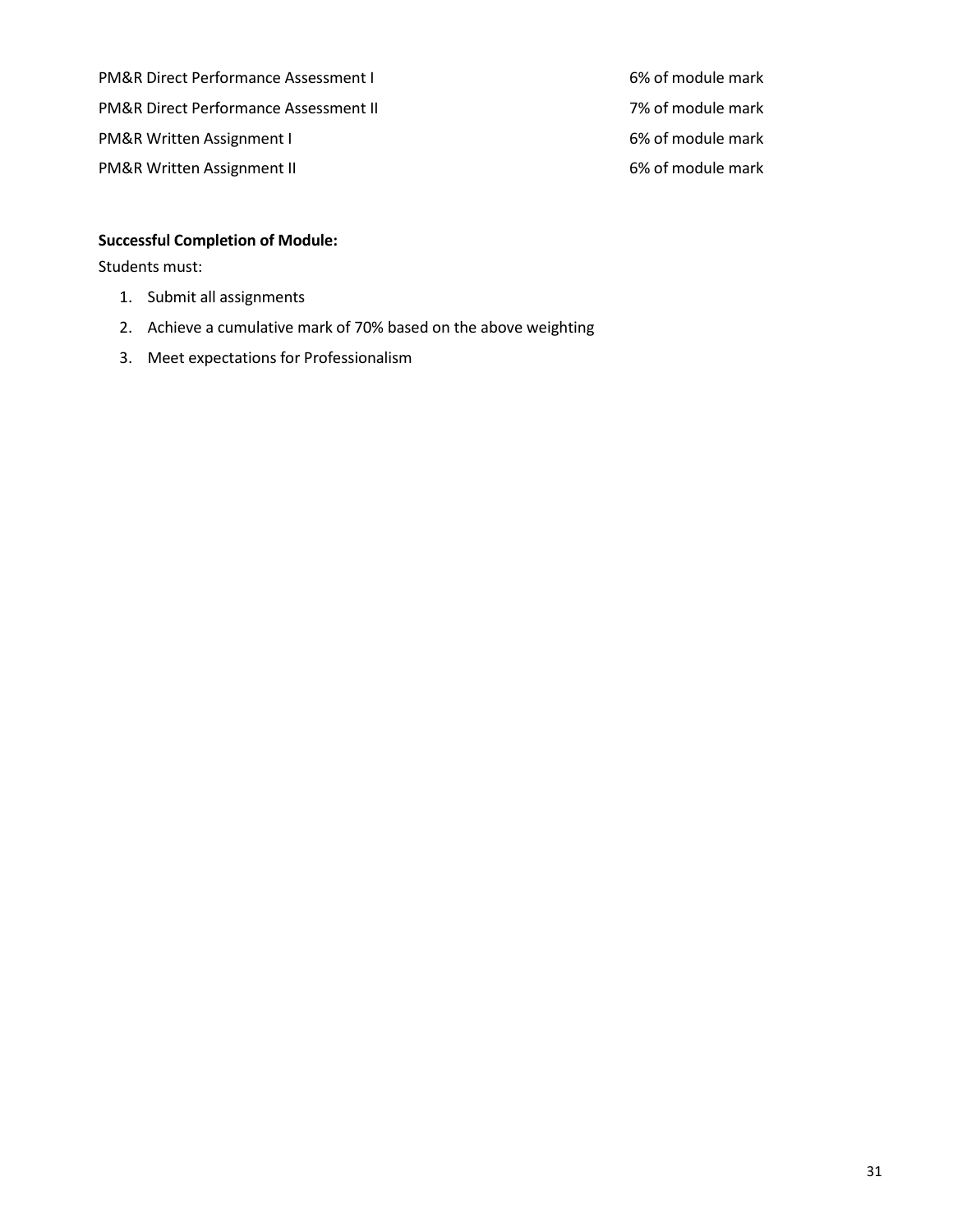| | |
|---|---|
| PM&R Direct Performance Assessment I | 6% of module mark |
| PM&R Direct Performance Assessment II | 7% of module mark |
| PM&R Written Assignment I | 6% of module mark |
| PM&R Written Assignment II | 6% of module mark |

**Successful Completion of Module:**

Students must:

1. Submit all assignments
2. Achieve a cumulative mark of 70% based on the above weighting
3. Meet expectations for Professionalism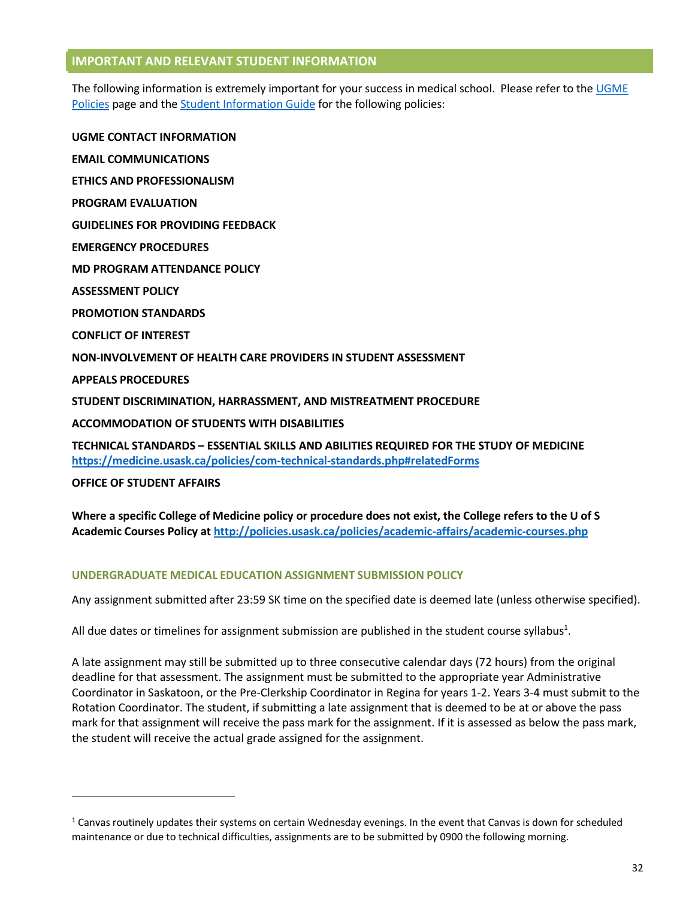## IMPORTANT AND RELEVANT STUDENT INFORMATION

The following information is extremely important for your success in medical school. Please refer to the [UGME Policies](#) page and the [Student Information Guide](#) for the following policies:

**UGME CONTACT INFORMATION**

**EMAIL COMMUNICATIONS**

**ETHICS AND PROFESSIONALISM**

**PROGRAM EVALUATION**

**GUIDELINES FOR PROVIDING FEEDBACK**

**EMERGENCY PROCEDURES**

**MD PROGRAM ATTENDANCE POLICY**

**ASSESSMENT POLICY**

**PROMOTION STANDARDS**

**CONFLICT OF INTEREST**

**NON-INVOLVEMENT OF HEALTH CARE PROVIDERS IN STUDENT ASSESSMENT**

**APPEALS PROCEDURES**

**STUDENT DISCRIMINATION, HARRASSMENT, AND MISTREATMENT PROCEDURE**

**ACCOMMODATION OF STUDENTS WITH DISABILITIES**

**TECHNICAL STANDARDS – ESSENTIAL SKILLS AND ABILITIES REQUIRED FOR THE STUDY OF MEDICINE**
**https://medicine.usask.ca/policies/com-technical-standards.php#relatedForms**

**OFFICE OF STUDENT AFFAIRS**

**Where a specific College of Medicine policy or procedure does not exist, the College refers to the U of S Academic Courses Policy at http://policies.usask.ca/policies/academic-affairs/academic-courses.php**

### UNDERGRADUATE MEDICAL EDUCATION ASSIGNMENT SUBMISSION POLICY

Any assignment submitted after 23:59 SK time on the specified date is deemed late (unless otherwise specified).

All due dates or timelines for assignment submission are published in the student course syllabus[1].

A late assignment may still be submitted up to three consecutive calendar days (72 hours) from the original deadline for that assessment. The assignment must be submitted to the appropriate year Administrative Coordinator in Saskatoon, or the Pre-Clerkship Coordinator in Regina for years 1-2. Years 3-4 must submit to the Rotation Coordinator. The student, if submitting a late assignment that is deemed to be at or above the pass mark for that assignment will receive the pass mark for the assignment. If it is assessed as below the pass mark, the student will receive the actual grade assigned for the assignment.

---

[1] Canvas routinely updates their systems on certain Wednesday evenings. In the event that Canvas is down for scheduled maintenance or due to technical difficulties, assignments are to be submitted by 0900 the following morning.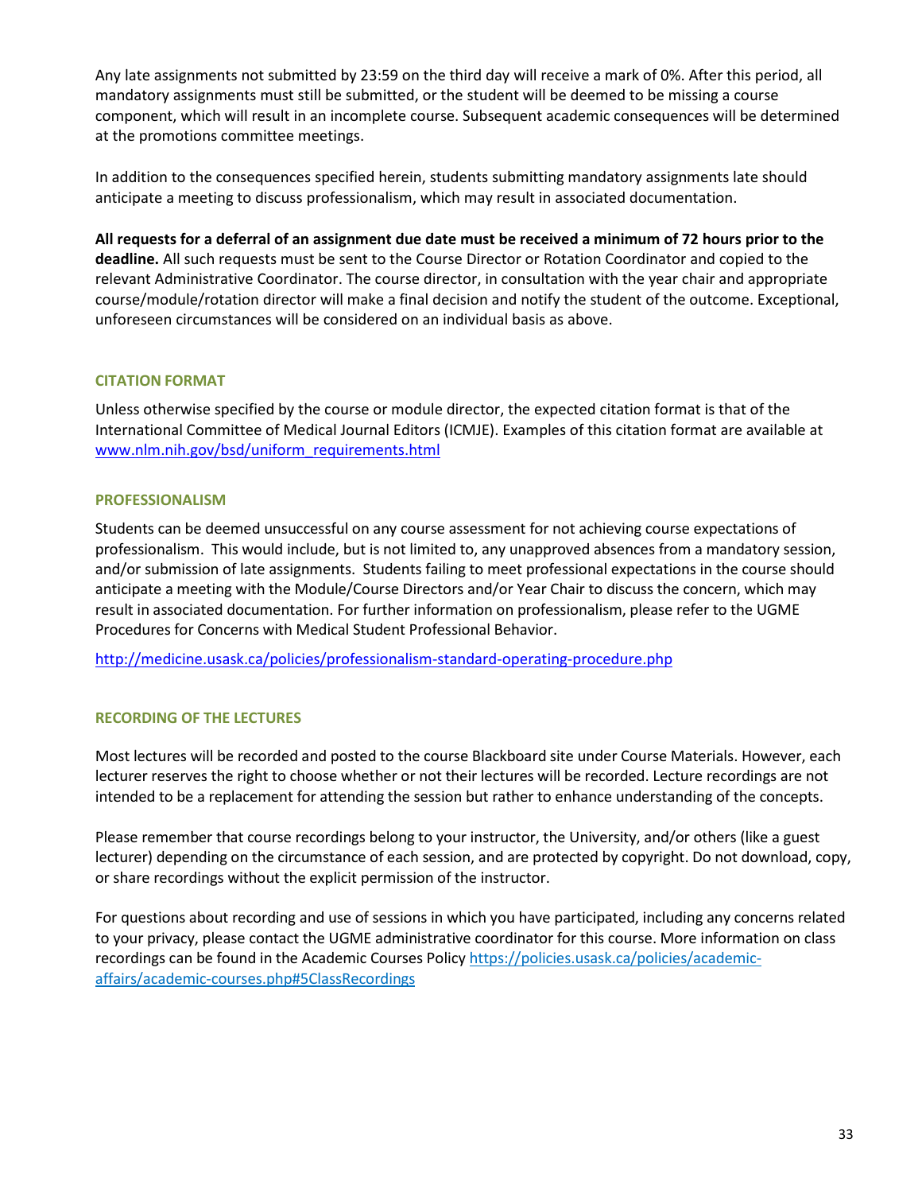Any late assignments not submitted by 23:59 on the third day will receive a mark of 0%. After this period, all mandatory assignments must still be submitted, or the student will be deemed to be missing a course component, which will result in an incomplete course. Subsequent academic consequences will be determined at the promotions committee meetings.

In addition to the consequences specified herein, students submitting mandatory assignments late should anticipate a meeting to discuss professionalism, which may result in associated documentation.

**All requests for a deferral of an assignment due date must be received a minimum of 72 hours prior to the deadline.** All such requests must be sent to the Course Director or Rotation Coordinator and copied to the relevant Administrative Coordinator. The course director, in consultation with the year chair and appropriate course/module/rotation director will make a final decision and notify the student of the outcome. Exceptional, unforeseen circumstances will be considered on an individual basis as above.

## CITATION FORMAT

Unless otherwise specified by the course or module director, the expected citation format is that of the International Committee of Medical Journal Editors (ICMJE). Examples of this citation format are available at [www.nlm.nih.gov/bsd/uniform_requirements.html](www.nlm.nih.gov/bsd/uniform_requirements.html)

## PROFESSIONALISM

Students can be deemed unsuccessful on any course assessment for not achieving course expectations of professionalism. This would include, but is not limited to, any unapproved absences from a mandatory session, and/or submission of late assignments. Students failing to meet professional expectations in the course should anticipate a meeting with the Module/Course Directors and/or Year Chair to discuss the concern, which may result in associated documentation. For further information on professionalism, please refer to the UGME Procedures for Concerns with Medical Student Professional Behavior.

[http://medicine.usask.ca/policies/professionalism-standard-operating-procedure.php](http://medicine.usask.ca/policies/professionalism-standard-operating-procedure.php)

## RECORDING OF THE LECTURES

Most lectures will be recorded and posted to the course Blackboard site under Course Materials. However, each lecturer reserves the right to choose whether or not their lectures will be recorded. Lecture recordings are not intended to be a replacement for attending the session but rather to enhance understanding of the concepts.

Please remember that course recordings belong to your instructor, the University, and/or others (like a guest lecturer) depending on the circumstance of each session, and are protected by copyright. Do not download, copy, or share recordings without the explicit permission of the instructor.

For questions about recording and use of sessions in which you have participated, including any concerns related to your privacy, please contact the UGME administrative coordinator for this course. More information on class recordings can be found in the Academic Courses Policy [https://policies.usask.ca/policies/academic-affairs/academic-courses.php#5ClassRecordings](https://policies.usask.ca/policies/academic-affairs/academic-courses.php#5ClassRecordings)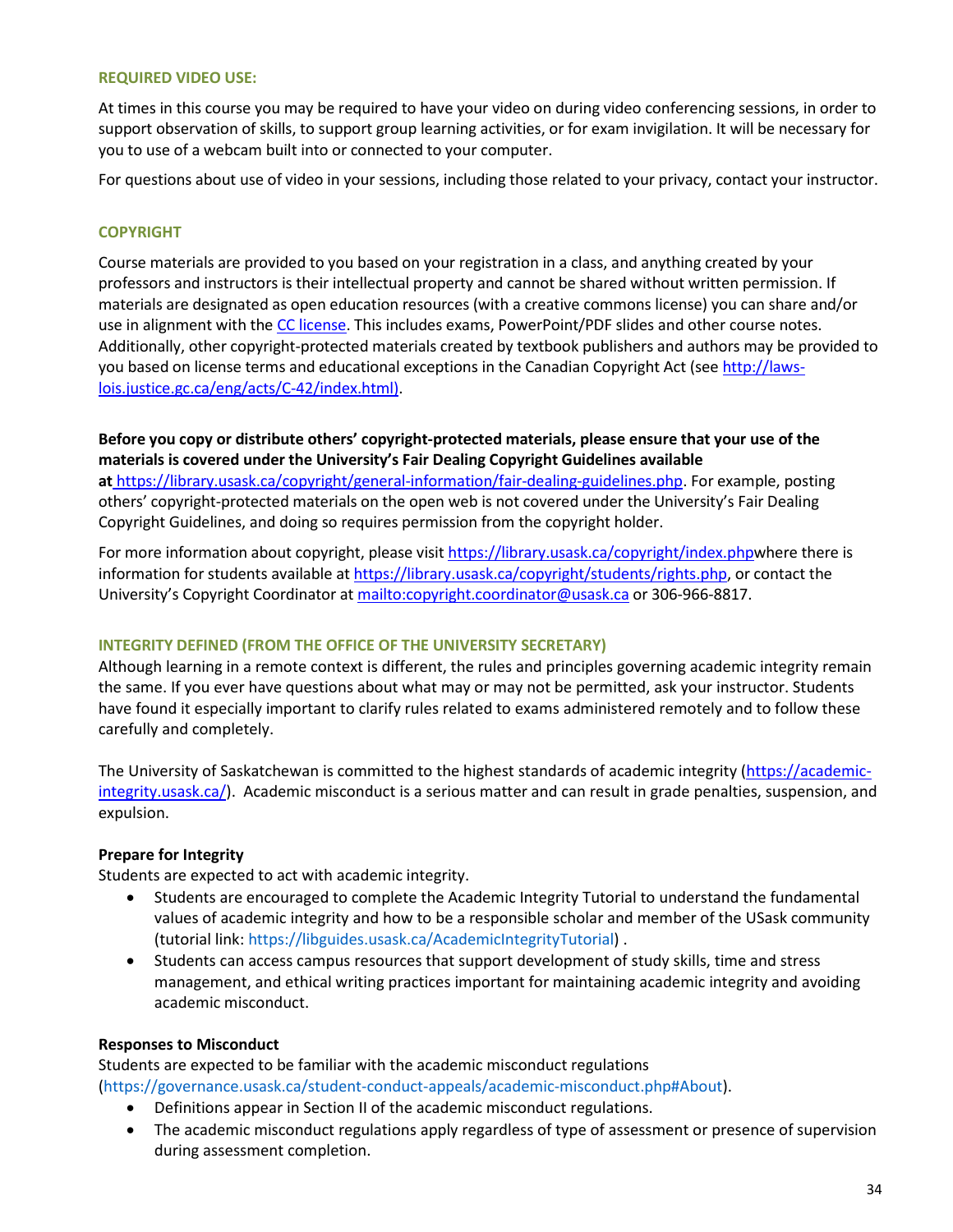### REQUIRED VIDEO USE:

At times in this course you may be required to have your video on during video conferencing sessions, in order to support observation of skills, to support group learning activities, or for exam invigilation. It will be necessary for you to use of a webcam built into or connected to your computer.

For questions about use of video in your sessions, including those related to your privacy, contact your instructor.

### COPYRIGHT

Course materials are provided to you based on your registration in a class, and anything created by your professors and instructors is their intellectual property and cannot be shared without written permission. If materials are designated as open education resources (with a creative commons license) you can share and/or use in alignment with the CC license. This includes exams, PowerPoint/PDF slides and other course notes. Additionally, other copyright-protected materials created by textbook publishers and authors may be provided to you based on license terms and educational exceptions in the Canadian Copyright Act (see http://laws-lois.justice.gc.ca/eng/acts/C-42/index.html).

**Before you copy or distribute others' copyright-protected materials, please ensure that your use of the materials is covered under the University's Fair Dealing Copyright Guidelines available at** https://library.usask.ca/copyright/general-information/fair-dealing-guidelines.php. For example, posting others' copyright-protected materials on the open web is not covered under the University's Fair Dealing Copyright Guidelines, and doing so requires permission from the copyright holder.

For more information about copyright, please visit https://library.usask.ca/copyright/index.phpwhere there is information for students available at https://library.usask.ca/copyright/students/rights.php, or contact the University's Copyright Coordinator at mailto:copyright.coordinator@usask.ca or 306-966-8817.

### INTEGRITY DEFINED (FROM THE OFFICE OF THE UNIVERSITY SECRETARY)

Although learning in a remote context is different, the rules and principles governing academic integrity remain the same. If you ever have questions about what may or may not be permitted, ask your instructor. Students have found it especially important to clarify rules related to exams administered remotely and to follow these carefully and completely.

The University of Saskatchewan is committed to the highest standards of academic integrity (https://academic-integrity.usask.ca/). Academic misconduct is a serious matter and can result in grade penalties, suspension, and expulsion.

**Prepare for Integrity**

Students are expected to act with academic integrity.

- Students are encouraged to complete the Academic Integrity Tutorial to understand the fundamental values of academic integrity and how to be a responsible scholar and member of the USask community (tutorial link: https://libguides.usask.ca/AcademicIntegrityTutorial) .
- Students can access campus resources that support development of study skills, time and stress management, and ethical writing practices important for maintaining academic integrity and avoiding academic misconduct.

**Responses to Misconduct**

Students are expected to be familiar with the academic misconduct regulations (https://governance.usask.ca/student-conduct-appeals/academic-misconduct.php#About).

- Definitions appear in Section II of the academic misconduct regulations.
- The academic misconduct regulations apply regardless of type of assessment or presence of supervision during assessment completion.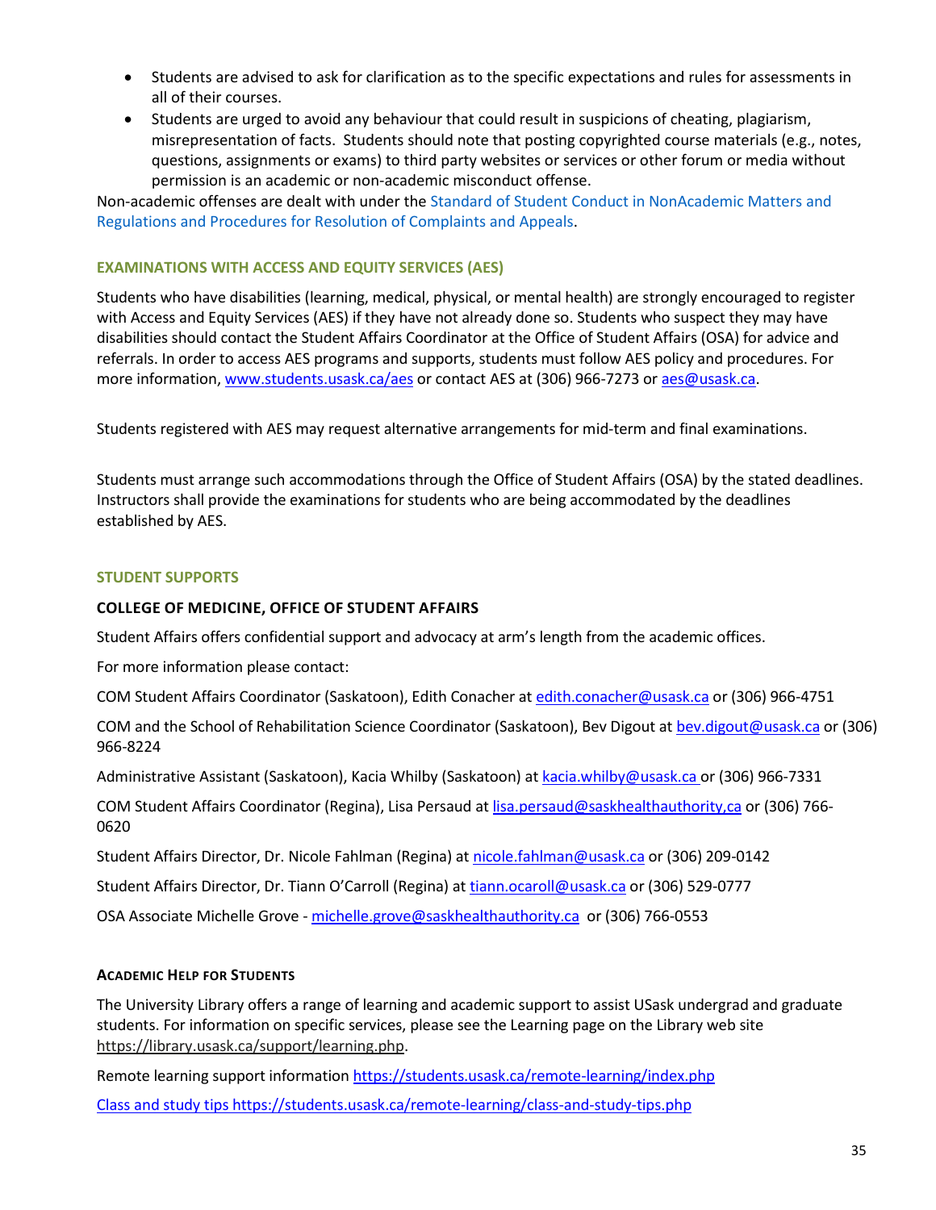- Students are advised to ask for clarification as to the specific expectations and rules for assessments in all of their courses.
- Students are urged to avoid any behaviour that could result in suspicions of cheating, plagiarism, misrepresentation of facts. Students should note that posting copyrighted course materials (e.g., notes, questions, assignments or exams) to third party websites or services or other forum or media without permission is an academic or non-academic misconduct offense.

Non-academic offenses are dealt with under the Standard of Student Conduct in NonAcademic Matters and Regulations and Procedures for Resolution of Complaints and Appeals.

## EXAMINATIONS WITH ACCESS AND EQUITY SERVICES (AES)

Students who have disabilities (learning, medical, physical, or mental health) are strongly encouraged to register with Access and Equity Services (AES) if they have not already done so. Students who suspect they may have disabilities should contact the Student Affairs Coordinator at the Office of Student Affairs (OSA) for advice and referrals. In order to access AES programs and supports, students must follow AES policy and procedures. For more information, www.students.usask.ca/aes or contact AES at (306) 966-7273 or aes@usask.ca.

Students registered with AES may request alternative arrangements for mid-term and final examinations.

Students must arrange such accommodations through the Office of Student Affairs (OSA) by the stated deadlines. Instructors shall provide the examinations for students who are being accommodated by the deadlines established by AES.

## STUDENT SUPPORTS

### COLLEGE OF MEDICINE, OFFICE OF STUDENT AFFAIRS

Student Affairs offers confidential support and advocacy at arm's length from the academic offices.

For more information please contact:

COM Student Affairs Coordinator (Saskatoon), Edith Conacher at edith.conacher@usask.ca or (306) 966-4751

COM and the School of Rehabilitation Science Coordinator (Saskatoon), Bev Digout at bev.digout@usask.ca or (306) 966-8224

Administrative Assistant (Saskatoon), Kacia Whilby (Saskatoon) at kacia.whilby@usask.ca or (306) 966-7331

COM Student Affairs Coordinator (Regina), Lisa Persaud at lisa.persaud@saskhealthauthority,ca or (306) 766-0620

Student Affairs Director, Dr. Nicole Fahlman (Regina) at nicole.fahlman@usask.ca or (306) 209-0142

Student Affairs Director, Dr. Tiann O'Carroll (Regina) at tiann.ocaroll@usask.ca or (306) 529-0777

OSA Associate Michelle Grove - michelle.grove@saskhealthauthority.ca or (306) 766-0553

### ACADEMIC HELP FOR STUDENTS

The University Library offers a range of learning and academic support to assist USask undergrad and graduate students. For information on specific services, please see the Learning page on the Library web site https://library.usask.ca/support/learning.php.

Remote learning support information https://students.usask.ca/remote-learning/index.php

Class and study tips https://students.usask.ca/remote-learning/class-and-study-tips.php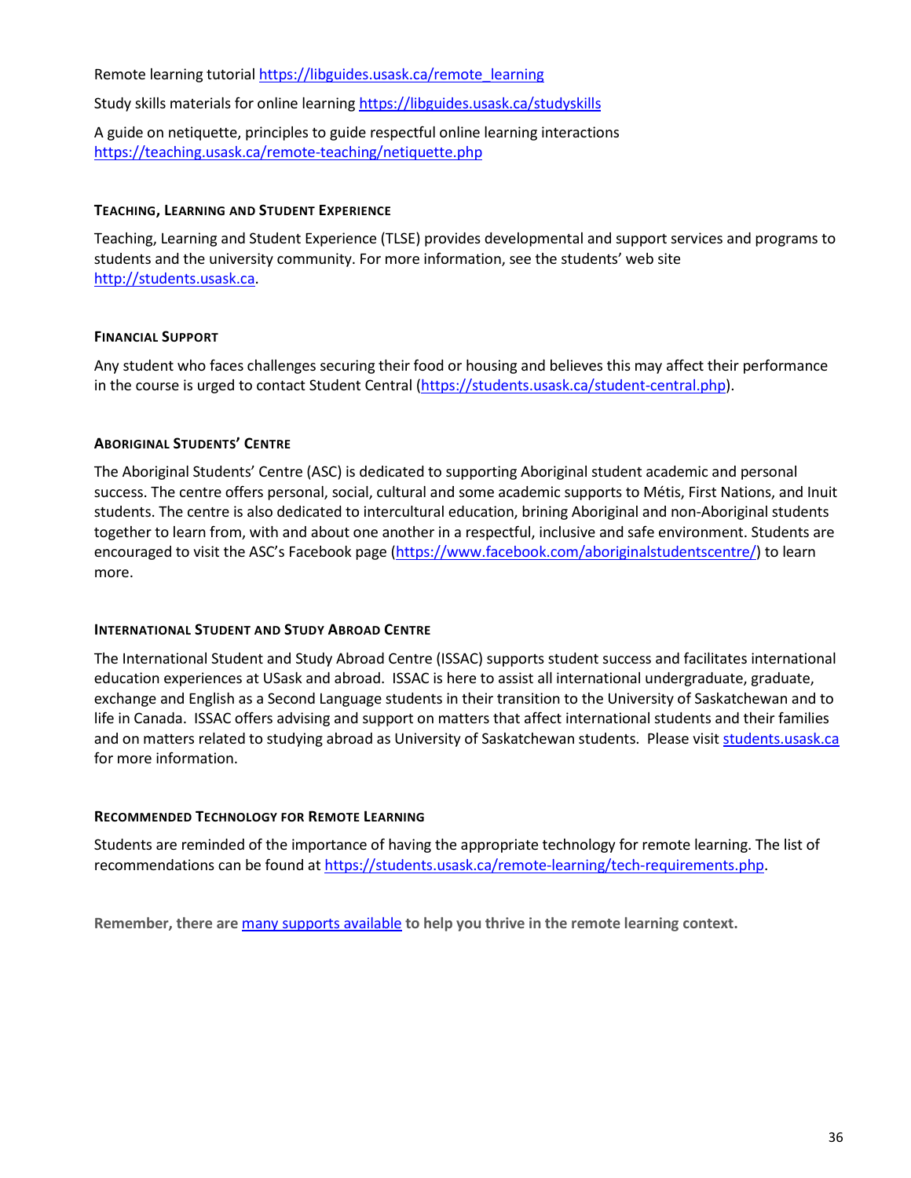Remote learning tutorial https://libguides.usask.ca/remote_learning

Study skills materials for online learning https://libguides.usask.ca/studyskills

A guide on netiquette, principles to guide respectful online learning interactions https://teaching.usask.ca/remote-teaching/netiquette.php

#### Teaching, Learning and Student Experience

Teaching, Learning and Student Experience (TLSE) provides developmental and support services and programs to students and the university community. For more information, see the students' web site http://students.usask.ca.

#### Financial Support

Any student who faces challenges securing their food or housing and believes this may affect their performance in the course is urged to contact Student Central (https://students.usask.ca/student-central.php).

#### Aboriginal Students' Centre

The Aboriginal Students' Centre (ASC) is dedicated to supporting Aboriginal student academic and personal success. The centre offers personal, social, cultural and some academic supports to Métis, First Nations, and Inuit students. The centre is also dedicated to intercultural education, brining Aboriginal and non-Aboriginal students together to learn from, with and about one another in a respectful, inclusive and safe environment. Students are encouraged to visit the ASC's Facebook page (https://www.facebook.com/aboriginalstudentscentre/) to learn more.

#### International Student and Study Abroad Centre

The International Student and Study Abroad Centre (ISSAC) supports student success and facilitates international education experiences at USask and abroad. ISSAC is here to assist all international undergraduate, graduate, exchange and English as a Second Language students in their transition to the University of Saskatchewan and to life in Canada. ISSAC offers advising and support on matters that affect international students and their families and on matters related to studying abroad as University of Saskatchewan students. Please visit students.usask.ca for more information.

#### Recommended Technology for Remote Learning

Students are reminded of the importance of having the appropriate technology for remote learning. The list of recommendations can be found at https://students.usask.ca/remote-learning/tech-requirements.php.

**Remember, there are many supports available to help you thrive in the remote learning context.**